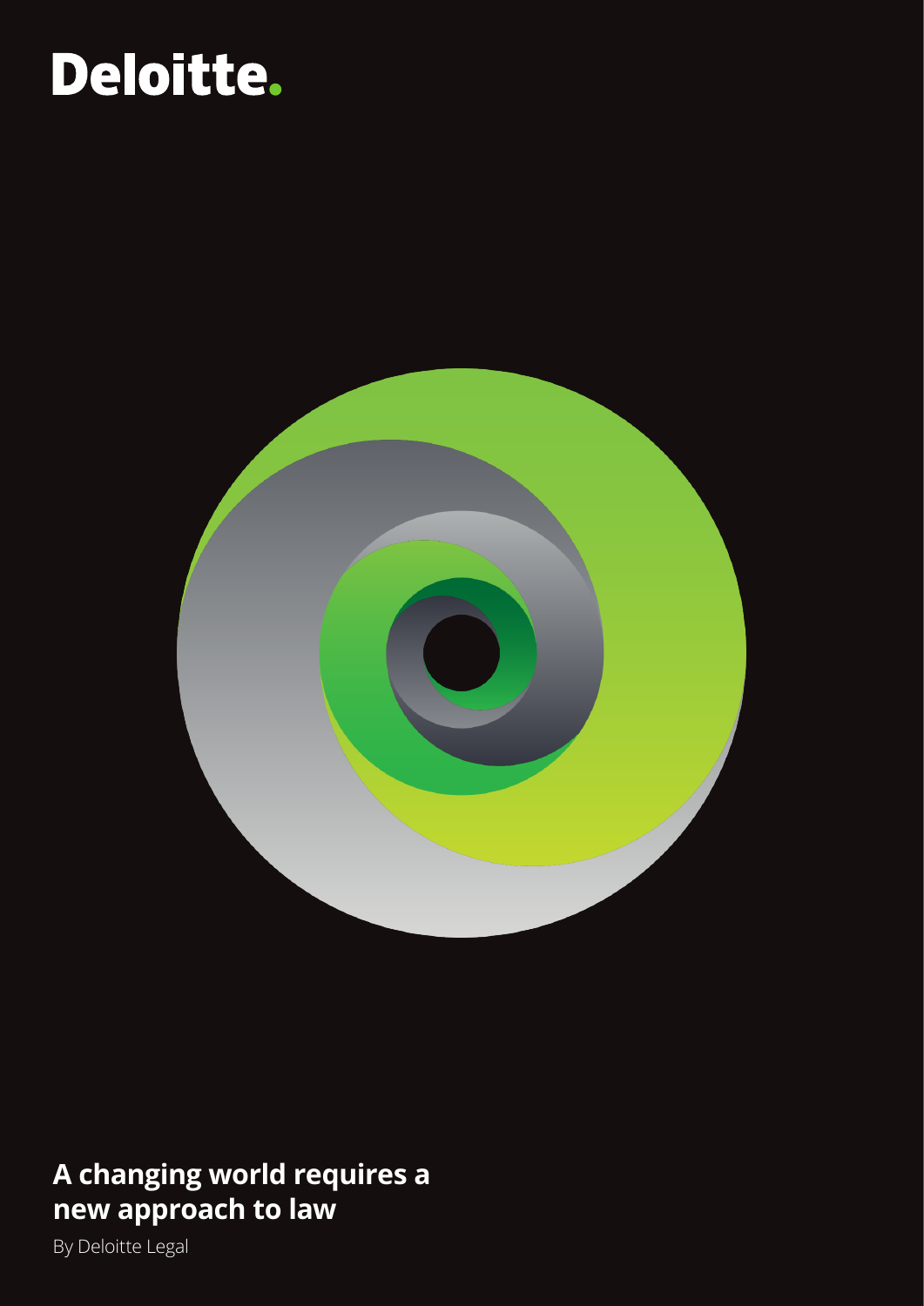Deloitte.

# A changing world requires a new approach to law

By Deloitte Legal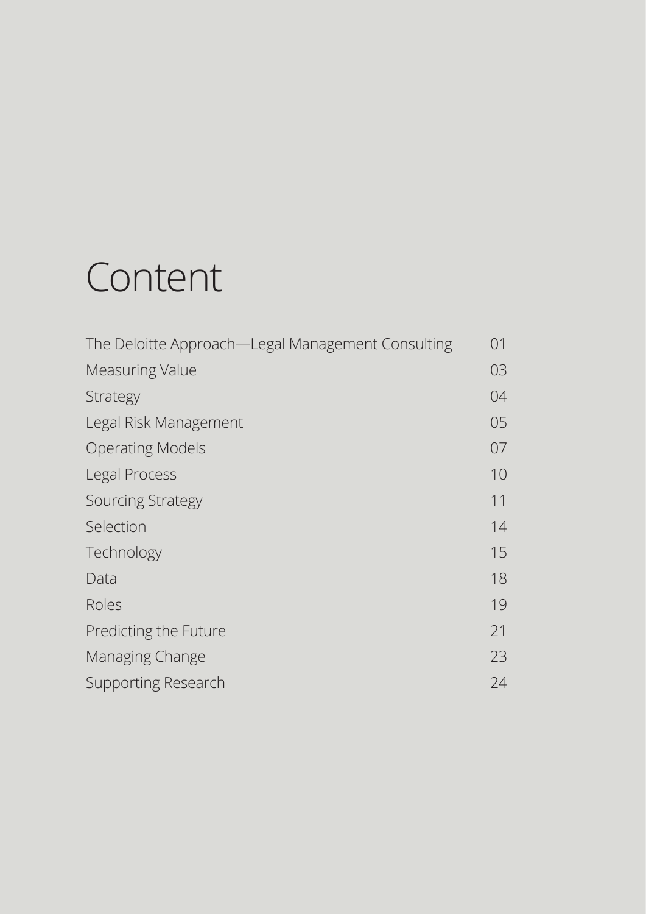# Content

| | |
|---|---|
| The Deloitte Approach—Legal Management Consulting | 01 |
| Measuring Value | 03 |
| Strategy | 04 |
| Legal Risk Management | 05 |
| Operating Models | 07 |
| Legal Process | 10 |
| Sourcing Strategy | 11 |
| Selection | 14 |
| Technology | 15 |
| Data | 18 |
| Roles | 19 |
| Predicting the Future | 21 |
| Managing Change | 23 |
| Supporting Research | 24 |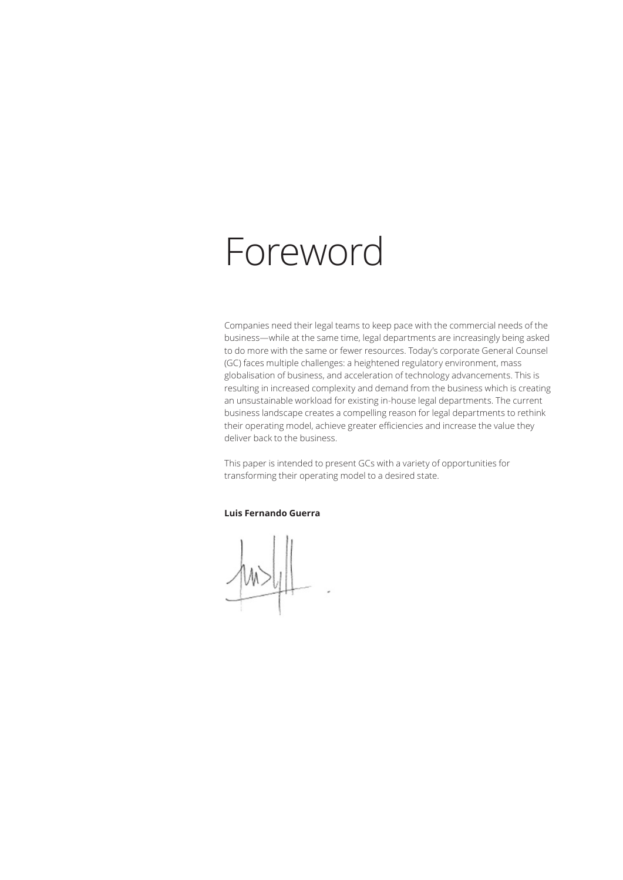# Foreword

Companies need their legal teams to keep pace with the commercial needs of the business—while at the same time, legal departments are increasingly being asked to do more with the same or fewer resources. Today's corporate General Counsel (GC) faces multiple challenges: a heightened regulatory environment, mass globalisation of business, and acceleration of technology advancements. This is resulting in increased complexity and demand from the business which is creating an unsustainable workload for existing in-house legal departments. The current business landscape creates a compelling reason for legal departments to rethink their operating model, achieve greater efficiencies and increase the value they deliver back to the business.

This paper is intended to present GCs with a variety of opportunities for transforming their operating model to a desired state.

**Luis Fernando Guerra**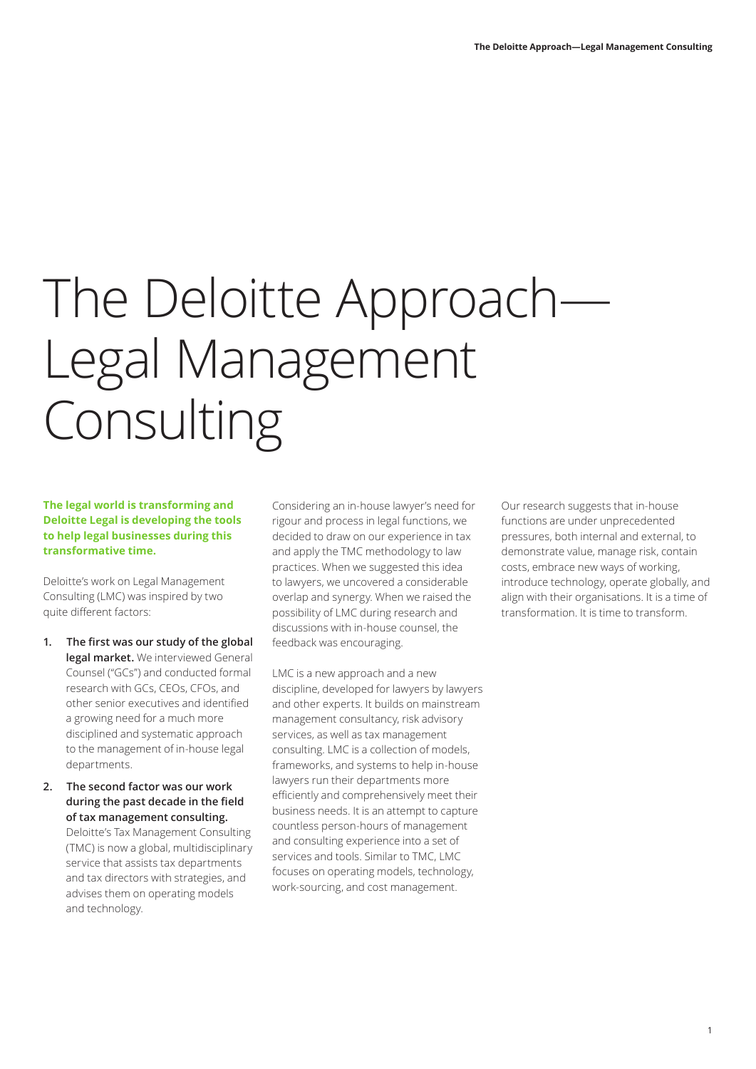# The Deloitte Approach—Legal Management Consulting

**The legal world is transforming and Deloitte Legal is developing the tools to help legal businesses during this transformative time.**

Deloitte's work on Legal Management Consulting (LMC) was inspired by two quite different factors:

1. **The first was our study of the global legal market.** We interviewed General Counsel ("GCs") and conducted formal research with GCs, CEOs, CFOs, and other senior executives and identified a growing need for a much more disciplined and systematic approach to the management of in-house legal departments.
2. **The second factor was our work during the past decade in the field of tax management consulting.** Deloitte's Tax Management Consulting (TMC) is now a global, multidisciplinary service that assists tax departments and tax directors with strategies, and advises them on operating models and technology.

Considering an in-house lawyer's need for rigour and process in legal functions, we decided to draw on our experience in tax and apply the TMC methodology to law practices. When we suggested this idea to lawyers, we uncovered a considerable overlap and synergy. When we raised the possibility of LMC during research and discussions with in-house counsel, the feedback was encouraging.

LMC is a new approach and a new discipline, developed for lawyers by lawyers and other experts. It builds on mainstream management consultancy, risk advisory services, as well as tax management consulting. LMC is a collection of models, frameworks, and systems to help in-house lawyers run their departments more efficiently and comprehensively meet their business needs. It is an attempt to capture countless person-hours of management and consulting experience into a set of services and tools. Similar to TMC, LMC focuses on operating models, technology, work-sourcing, and cost management.

Our research suggests that in-house functions are under unprecedented pressures, both internal and external, to demonstrate value, manage risk, contain costs, embrace new ways of working, introduce technology, operate globally, and align with their organisations. It is a time of transformation. It is time to transform.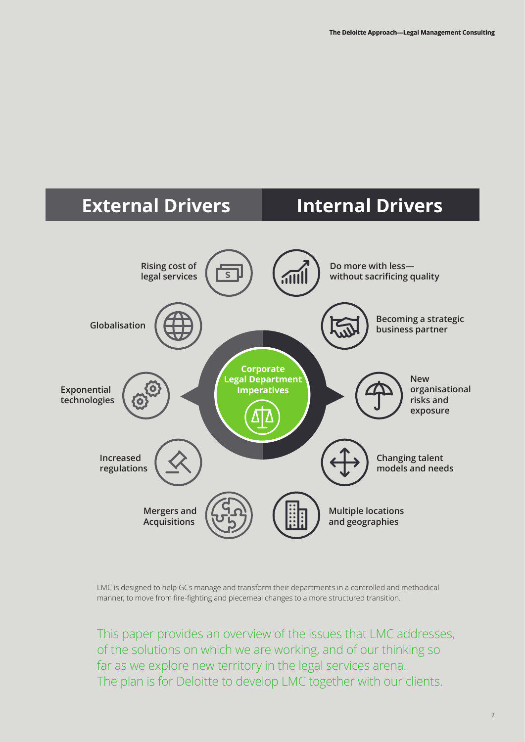## External Drivers

- Rising cost of legal services
- Globalisation
- Exponential technologies
- Increased regulations
- Mergers and Acquisitions

## Internal Drivers

- Do more with less—without sacrificing quality
- Becoming a strategic business partner
- New organisational risks and exposure
- Changing talent models and needs
- Multiple locations and geographies

**Corporate Legal Department Imperatives**

LMC is designed to help GCs manage and transform their departments in a controlled and methodical manner, to move from fire-fighting and piecemeal changes to a more structured transition.

This paper provides an overview of the issues that LMC addresses, of the solutions on which we are working, and of our thinking so far as we explore new territory in the legal services arena. The plan is for Deloitte to develop LMC together with our clients.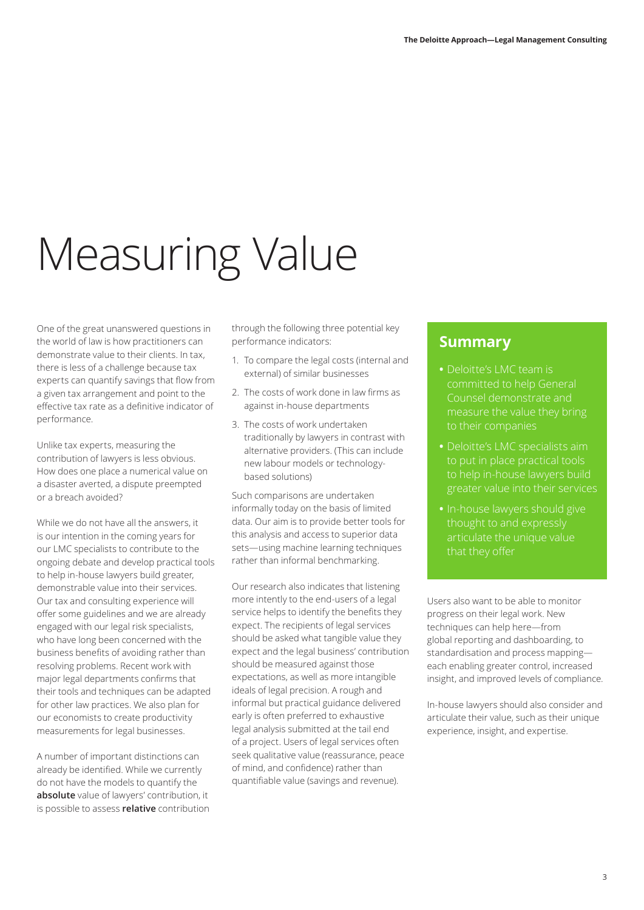# Measuring Value

One of the great unanswered questions in the world of law is how practitioners can demonstrate value to their clients. In tax, there is less of a challenge because tax experts can quantify savings that flow from a given tax arrangement and point to the effective tax rate as a definitive indicator of performance.

Unlike tax experts, measuring the contribution of lawyers is less obvious. How does one place a numerical value on a disaster averted, a dispute preempted or a breach avoided?

While we do not have all the answers, it is our intention in the coming years for our LMC specialists to contribute to the ongoing debate and develop practical tools to help in-house lawyers build greater, demonstrable value into their services. Our tax and consulting experience will offer some guidelines and we are already engaged with our legal risk specialists, who have long been concerned with the business benefits of avoiding rather than resolving problems. Recent work with major legal departments confirms that their tools and techniques can be adapted for other law practices. We also plan for our economists to create productivity measurements for legal businesses.

A number of important distinctions can already be identified. While we currently do not have the models to quantify the **absolute** value of lawyers' contribution, it is possible to assess **relative** contribution through the following three potential key performance indicators:

1. To compare the legal costs (internal and external) of similar businesses
2. The costs of work done in law firms as against in-house departments
3. The costs of work undertaken traditionally by lawyers in contrast with alternative providers. (This can include new labour models or technology-based solutions)

Such comparisons are undertaken informally today on the basis of limited data. Our aim is to provide better tools for this analysis and access to superior data sets—using machine learning techniques rather than informal benchmarking.

Our research also indicates that listening more intently to the end-users of a legal service helps to identify the benefits they expect. The recipients of legal services should be asked what tangible value they expect and the legal business' contribution should be measured against those expectations, as well as more intangible ideals of legal precision. A rough and informal but practical guidance delivered early is often preferred to exhaustive legal analysis submitted at the tail end of a project. Users of legal services often seek qualitative value (reassurance, peace of mind, and confidence) rather than quantifiable value (savings and revenue).

## Summary

- Deloitte's LMC team is committed to help General Counsel demonstrate and measure the value they bring to their companies
- Deloitte's LMC specialists aim to put in place practical tools to help in-house lawyers build greater value into their services
- In-house lawyers should give thought to and expressly articulate the unique value that they offer

Users also want to be able to monitor progress on their legal work. New techniques can help here—from global reporting and dashboarding, to standardisation and process mapping—each enabling greater control, increased insight, and improved levels of compliance.

In-house lawyers should also consider and articulate their value, such as their unique experience, insight, and expertise.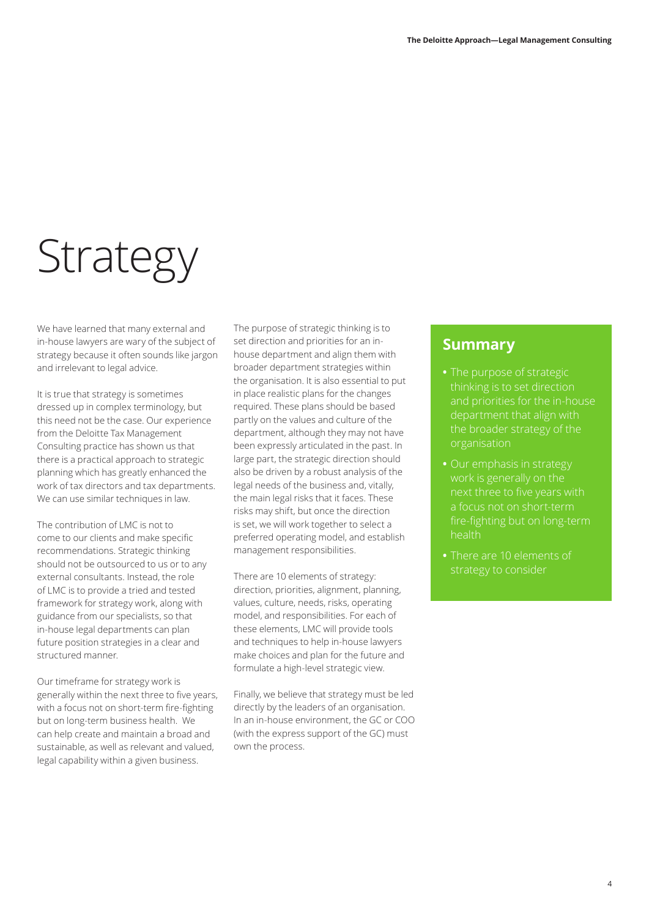# Strategy

We have learned that many external and in-house lawyers are wary of the subject of strategy because it often sounds like jargon and irrelevant to legal advice.

It is true that strategy is sometimes dressed up in complex terminology, but this need not be the case. Our experience from the Deloitte Tax Management Consulting practice has shown us that there is a practical approach to strategic planning which has greatly enhanced the work of tax directors and tax departments. We can use similar techniques in law.

The contribution of LMC is not to come to our clients and make specific recommendations. Strategic thinking should not be outsourced to us or to any external consultants. Instead, the role of LMC is to provide a tried and tested framework for strategy work, along with guidance from our specialists, so that in-house legal departments can plan future position strategies in a clear and structured manner.

Our timeframe for strategy work is generally within the next three to five years, with a focus not on short-term fire-fighting but on long-term business health. We can help create and maintain a broad and sustainable, as well as relevant and valued, legal capability within a given business.

The purpose of strategic thinking is to set direction and priorities for an in-house department and align them with broader department strategies within the organisation. It is also essential to put in place realistic plans for the changes required. These plans should be based partly on the values and culture of the department, although they may not have been expressly articulated in the past. In large part, the strategic direction should also be driven by a robust analysis of the legal needs of the business and, vitally, the main legal risks that it faces. These risks may shift, but once the direction is set, we will work together to select a preferred operating model, and establish management responsibilities.

There are 10 elements of strategy: direction, priorities, alignment, planning, values, culture, needs, risks, operating model, and responsibilities. For each of these elements, LMC will provide tools and techniques to help in-house lawyers make choices and plan for the future and formulate a high-level strategic view.

Finally, we believe that strategy must be led directly by the leaders of an organisation. In an in-house environment, the GC or COO (with the express support of the GC) must own the process.

## Summary

- The purpose of strategic thinking is to set direction and priorities for the in-house department that align with the broader strategy of the organisation
- Our emphasis in strategy work is generally on the next three to five years with a focus not on short-term fire-fighting but on long-term health
- There are 10 elements of strategy to consider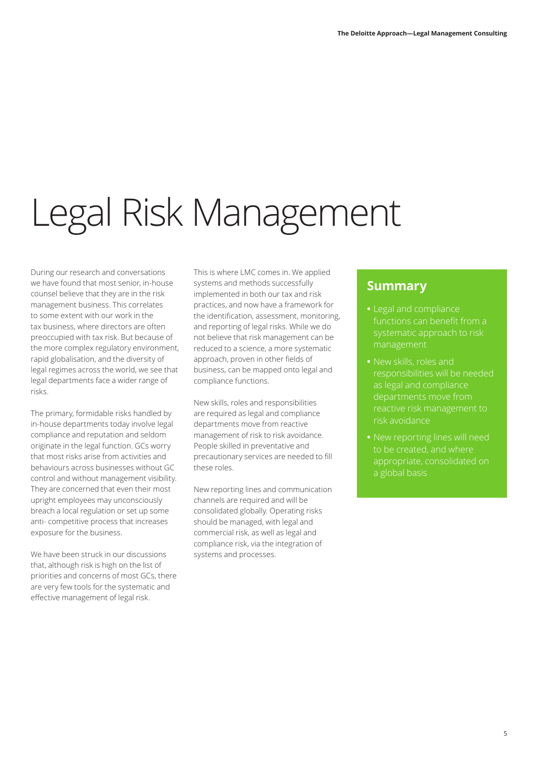# Legal Risk Management

During our research and conversations we have found that most senior, in-house counsel believe that they are in the risk management business. This correlates to some extent with our work in the tax business, where directors are often preoccupied with tax risk. But because of the more complex regulatory environment, rapid globalisation, and the diversity of legal regimes across the world, we see that legal departments face a wider range of risks.

The primary, formidable risks handled by in-house departments today involve legal compliance and reputation and seldom originate in the legal function. GCs worry that most risks arise from activities and behaviours across businesses without GC control and without management visibility. They are concerned that even their most upright employees may unconsciously breach a local regulation or set up some anti- competitive process that increases exposure for the business.

We have been struck in our discussions that, although risk is high on the list of priorities and concerns of most GCs, there are very few tools for the systematic and effective management of legal risk.

This is where LMC comes in. We applied systems and methods successfully implemented in both our tax and risk practices, and now have a framework for the identification, assessment, monitoring, and reporting of legal risks. While we do not believe that risk management can be reduced to a science, a more systematic approach, proven in other fields of business, can be mapped onto legal and compliance functions.

New skills, roles and responsibilities are required as legal and compliance departments move from reactive management of risk to risk avoidance. People skilled in preventative and precautionary services are needed to fill these roles.

New reporting lines and communication channels are required and will be consolidated globally. Operating risks should be managed, with legal and commercial risk, as well as legal and compliance risk, via the integration of systems and processes.

## Summary

- Legal and compliance functions can benefit from a systematic approach to risk management
- New skills, roles and responsibilities will be needed as legal and compliance departments move from reactive risk management to risk avoidance
- New reporting lines will need to be created, and where appropriate, consolidated on a global basis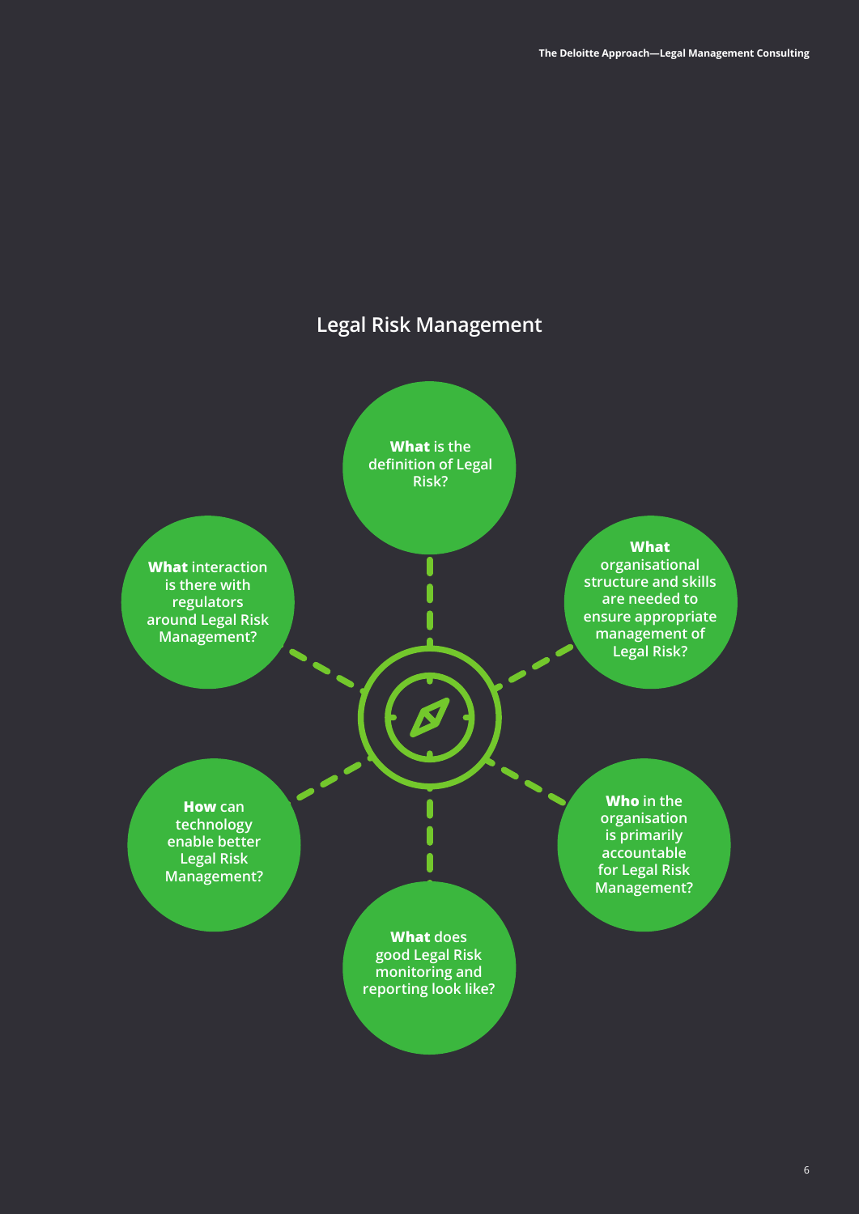## Legal Risk Management

- **What** is the definition of Legal Risk?
- **What** organisational structure and skills are needed to ensure appropriate management of Legal Risk?
- **Who** in the organisation is primarily accountable for Legal Risk Management?
- **What** does good Legal Risk monitoring and reporting look like?
- **How** can technology enable better Legal Risk Management?
- **What** interaction is there with regulators around Legal Risk Management?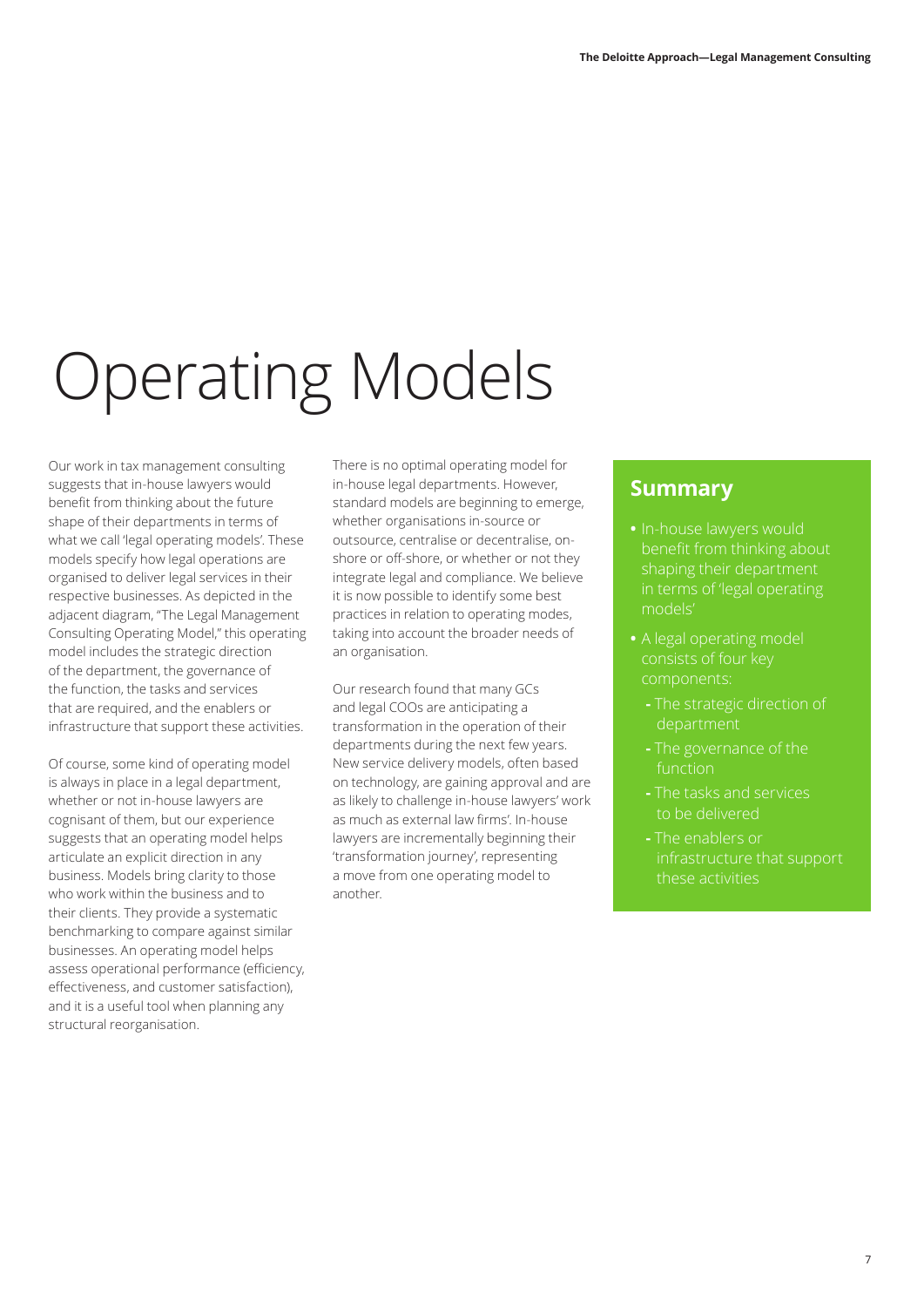# Operating Models

Our work in tax management consulting suggests that in-house lawyers would benefit from thinking about the future shape of their departments in terms of what we call 'legal operating models'. These models specify how legal operations are organised to deliver legal services in their respective businesses. As depicted in the adjacent diagram, "The Legal Management Consulting Operating Model," this operating model includes the strategic direction of the department, the governance of the function, the tasks and services that are required, and the enablers or infrastructure that support these activities.

Of course, some kind of operating model is always in place in a legal department, whether or not in-house lawyers are cognisant of them, but our experience suggests that an operating model helps articulate an explicit direction in any business. Models bring clarity to those who work within the business and to their clients. They provide a systematic benchmarking to compare against similar businesses. An operating model helps assess operational performance (efficiency, effectiveness, and customer satisfaction), and it is a useful tool when planning any structural reorganisation.

There is no optimal operating model for in-house legal departments. However, standard models are beginning to emerge, whether organisations in-source or outsource, centralise or decentralise, on-shore or off-shore, or whether or not they integrate legal and compliance. We believe it is now possible to identify some best practices in relation to operating modes, taking into account the broader needs of an organisation.

Our research found that many GCs and legal COOs are anticipating a transformation in the operation of their departments during the next few years. New service delivery models, often based on technology, are gaining approval and are as likely to challenge in-house lawyers' work as much as external law firms'. In-house lawyers are incrementally beginning their 'transformation journey', representing a move from one operating model to another.

## Summary

- In-house lawyers would benefit from thinking about shaping their department in terms of 'legal operating models'
- A legal operating model consists of four key components:
  - The strategic direction of department
  - The governance of the function
  - The tasks and services to be delivered
  - The enablers or infrastructure that support these activities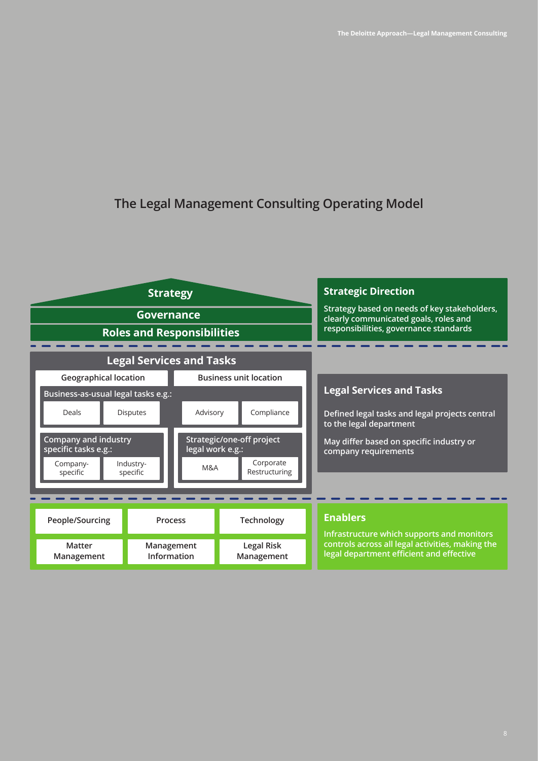## The Legal Management Consulting Operating Model

**Strategy**

**Governance**

**Roles and Responsibilities**

### Strategic Direction

Strategy based on needs of key stakeholders, clearly communicated goals, roles and responsibilities, governance standards

---

**Legal Services and Tasks**

| Geographical location | | Business unit location | |
|---|---|---|---|
| Business-as-usual legal tasks e.g.: | | | |
| Deals | Disputes | Advisory | Compliance |
| Company and industry specific tasks e.g.: | | Strategic/one-off project legal work e.g.: | |
| Company-specific | Industry-specific | M&A | Corporate Restructuring |

### Legal Services and Tasks

Defined legal tasks and legal projects central to the legal department

May differ based on specific industry or company requirements

---

| People/Sourcing | Process | Technology |
|---|---|---|
| Matter Management | Management Information | Legal Risk Management |

### Enablers

Infrastructure which supports and monitors controls across all legal activities, making the legal department efficient and effective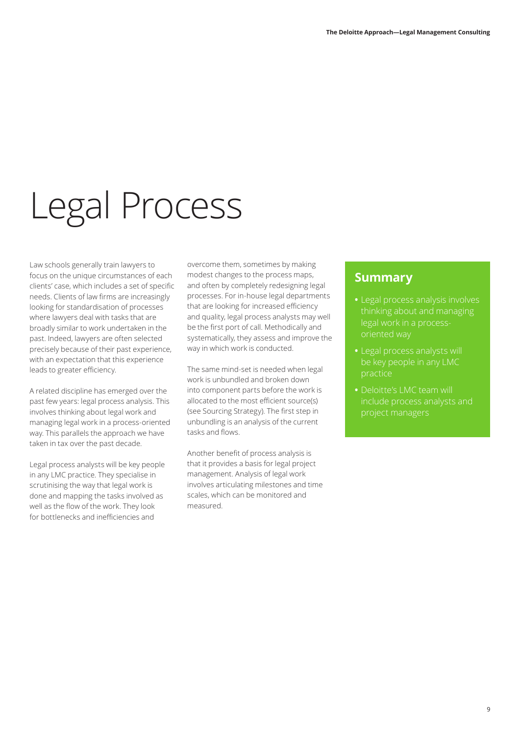# Legal Process

Law schools generally train lawyers to focus on the unique circumstances of each clients' case, which includes a set of specific needs. Clients of law firms are increasingly looking for standardisation of processes where lawyers deal with tasks that are broadly similar to work undertaken in the past. Indeed, lawyers are often selected precisely because of their past experience, with an expectation that this experience leads to greater efficiency.

A related discipline has emerged over the past few years: legal process analysis. This involves thinking about legal work and managing legal work in a process-oriented way. This parallels the approach we have taken in tax over the past decade.

Legal process analysts will be key people in any LMC practice. They specialise in scrutinising the way that legal work is done and mapping the tasks involved as well as the flow of the work. They look for bottlenecks and inefficiencies and overcome them, sometimes by making modest changes to the process maps, and often by completely redesigning legal processes. For in-house legal departments that are looking for increased efficiency and quality, legal process analysts may well be the first port of call. Methodically and systematically, they assess and improve the way in which work is conducted.

The same mind-set is needed when legal work is unbundled and broken down into component parts before the work is allocated to the most efficient source(s) (see Sourcing Strategy). The first step in unbundling is an analysis of the current tasks and flows.

Another benefit of process analysis is that it provides a basis for legal project management. Analysis of legal work involves articulating milestones and time scales, which can be monitored and measured.

## Summary

- Legal process analysis involves thinking about and managing legal work in a process-oriented way
- Legal process analysts will be key people in any LMC practice
- Deloitte's LMC team will include process analysts and project managers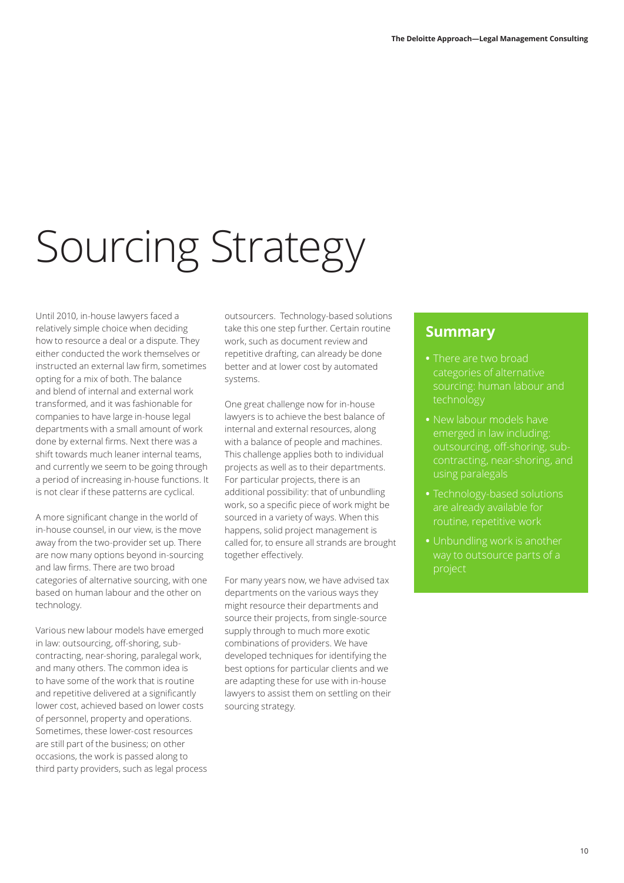# Sourcing Strategy

Until 2010, in-house lawyers faced a relatively simple choice when deciding how to resource a deal or a dispute. They either conducted the work themselves or instructed an external law firm, sometimes opting for a mix of both. The balance and blend of internal and external work transformed, and it was fashionable for companies to have large in-house legal departments with a small amount of work done by external firms. Next there was a shift towards much leaner internal teams, and currently we seem to be going through a period of increasing in-house functions. It is not clear if these patterns are cyclical.

A more significant change in the world of in-house counsel, in our view, is the move away from the two-provider set up. There are now many options beyond in-sourcing and law firms. There are two broad categories of alternative sourcing, with one based on human labour and the other on technology.

Various new labour models have emerged in law: outsourcing, off-shoring, sub-contracting, near-shoring, paralegal work, and many others. The common idea is to have some of the work that is routine and repetitive delivered at a significantly lower cost, achieved based on lower costs of personnel, property and operations. Sometimes, these lower-cost resources are still part of the business; on other occasions, the work is passed along to third party providers, such as legal process outsourcers. Technology-based solutions take this one step further. Certain routine work, such as document review and repetitive drafting, can already be done better and at lower cost by automated systems.

One great challenge now for in-house lawyers is to achieve the best balance of internal and external resources, along with a balance of people and machines. This challenge applies both to individual projects as well as to their departments. For particular projects, there is an additional possibility: that of unbundling work, so a specific piece of work might be sourced in a variety of ways. When this happens, solid project management is called for, to ensure all strands are brought together effectively.

For many years now, we have advised tax departments on the various ways they might resource their departments and source their projects, from single-source supply through to much more exotic combinations of providers. We have developed techniques for identifying the best options for particular clients and we are adapting these for use with in-house lawyers to assist them on settling on their sourcing strategy.

## Summary

- There are two broad categories of alternative sourcing: human labour and technology
- New labour models have emerged in law including: outsourcing, off-shoring, sub-contracting, near-shoring, and using paralegals
- Technology-based solutions are already available for routine, repetitive work
- Unbundling work is another way to outsource parts of a project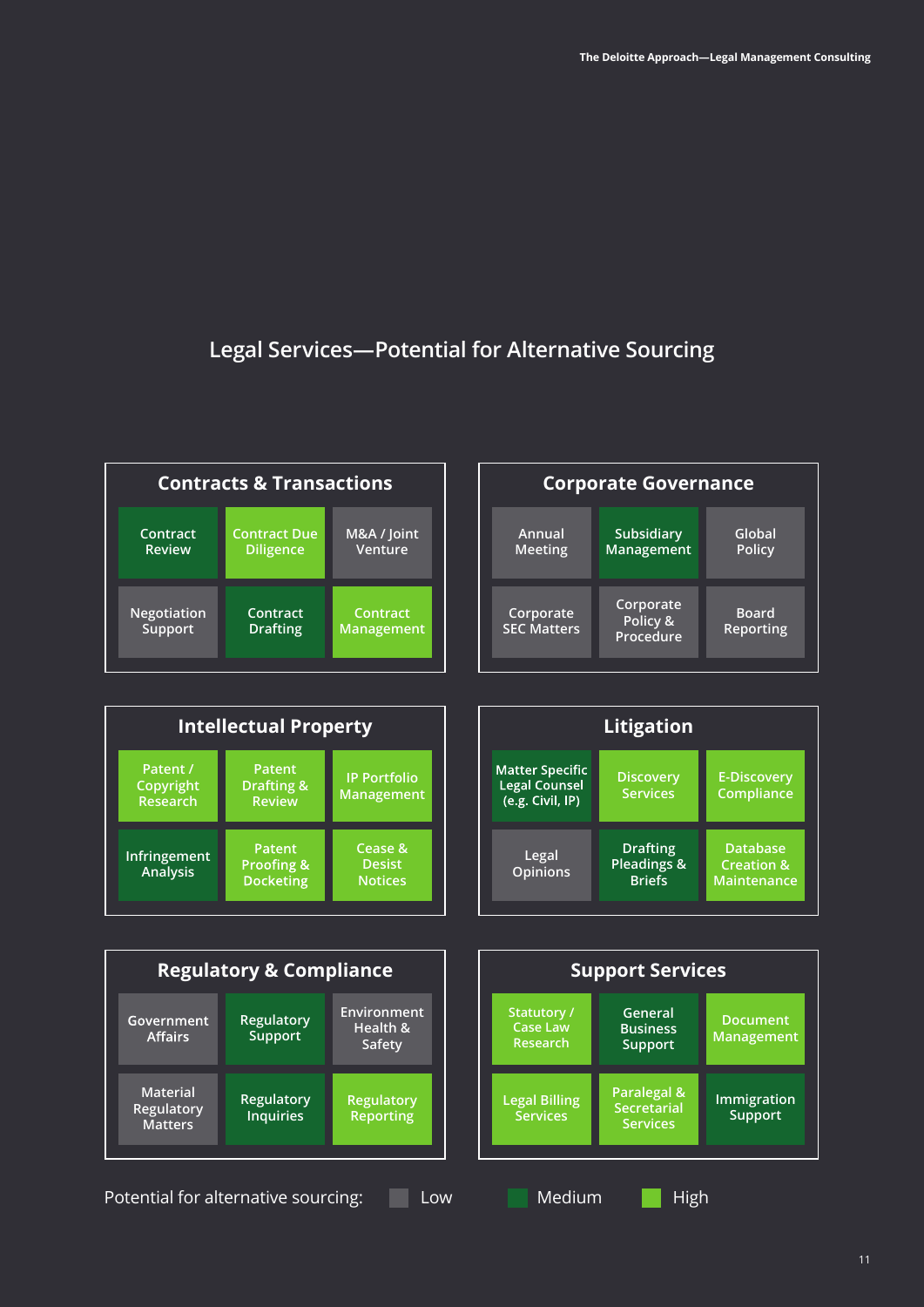## Legal Services—Potential for Alternative Sourcing

### Contracts & Transactions

| | | |
|---|---|---|
| Contract Review (Medium) | Contract Due Diligence (High) | M&A / Joint Venture (Low) |
| Negotiation Support (Low) | Contract Drafting (Medium) | Contract Management (High) |

### Corporate Governance

| | | |
|---|---|---|
| Annual Meeting (Low) | Subsidiary Management (Medium) | Global Policy (Low) |
| Corporate SEC Matters (Low) | Corporate Policy & Procedure (Low) | Board Reporting (Low) |

### Intellectual Property

| | | |
|---|---|---|
| Patent / Copyright Research (High) | Patent Drafting & Review (High) | IP Portfolio Management (High) |
| Infringement Analysis (Medium) | Patent Proofing & Docketing (High) | Cease & Desist Notices (High) |

### Litigation

| | | |
|---|---|---|
| Matter Specific Legal Counsel (e.g. Civil, IP) (Medium) | Discovery Services (High) | E-Discovery Compliance (High) |
| Legal Opinions (Low) | Drafting Pleadings & Briefs (Medium) | Database Creation & Maintenance (High) |

### Regulatory & Compliance

| | | |
|---|---|---|
| Government Affairs (Low) | Regulatory Support (Medium) | Environment Health & Safety (Low) |
| Material Regulatory Matters (Low) | Regulatory Inquiries (Medium) | Regulatory Reporting (High) |

### Support Services

| | | |
|---|---|---|
| Statutory / Case Law Research (High) | General Business Support (Medium) | Document Management (High) |
| Legal Billing Services (High) | Paralegal & Secretarial Services (High) | Immigration Support (Medium) |

Potential for alternative sourcing: Low Medium High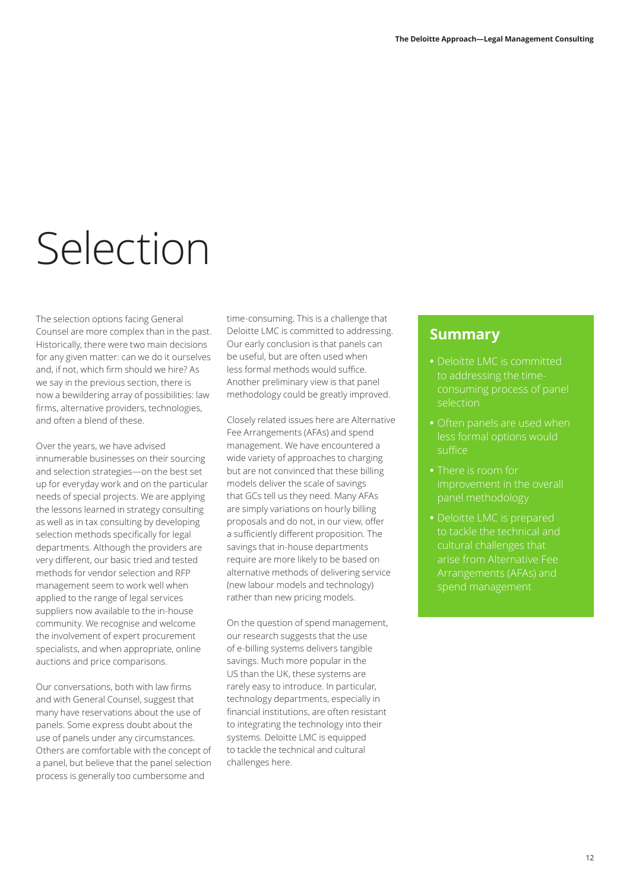# Selection

The selection options facing General Counsel are more complex than in the past. Historically, there were two main decisions for any given matter: can we do it ourselves and, if not, which firm should we hire? As we say in the previous section, there is now a bewildering array of possibilities: law firms, alternative providers, technologies, and often a blend of these.

Over the years, we have advised innumerable businesses on their sourcing and selection strategies—on the best set up for everyday work and on the particular needs of special projects. We are applying the lessons learned in strategy consulting as well as in tax consulting by developing selection methods specifically for legal departments. Although the providers are very different, our basic tried and tested methods for vendor selection and RFP management seem to work well when applied to the range of legal services suppliers now available to the in-house community. We recognise and welcome the involvement of expert procurement specialists, and when appropriate, online auctions and price comparisons.

Our conversations, both with law firms and with General Counsel, suggest that many have reservations about the use of panels. Some express doubt about the use of panels under any circumstances. Others are comfortable with the concept of a panel, but believe that the panel selection process is generally too cumbersome and time-consuming. This is a challenge that Deloitte LMC is committed to addressing. Our early conclusion is that panels can be useful, but are often used when less formal methods would suffice. Another preliminary view is that panel methodology could be greatly improved.

Closely related issues here are Alternative Fee Arrangements (AFAs) and spend management. We have encountered a wide variety of approaches to charging but are not convinced that these billing models deliver the scale of savings that GCs tell us they need. Many AFAs are simply variations on hourly billing proposals and do not, in our view, offer a sufficiently different proposition. The savings that in-house departments require are more likely to be based on alternative methods of delivering service (new labour models and technology) rather than new pricing models.

On the question of spend management, our research suggests that the use of e-billing systems delivers tangible savings. Much more popular in the US than the UK, these systems are rarely easy to introduce. In particular, technology departments, especially in financial institutions, are often resistant to integrating the technology into their systems. Deloitte LMC is equipped to tackle the technical and cultural challenges here.

## Summary

- Deloitte LMC is committed to addressing the time-consuming process of panel selection
- Often panels are used when less formal options would suffice
- There is room for improvement in the overall panel methodology
- Deloitte LMC is prepared to tackle the technical and cultural challenges that arise from Alternative Fee Arrangements (AFAs) and spend management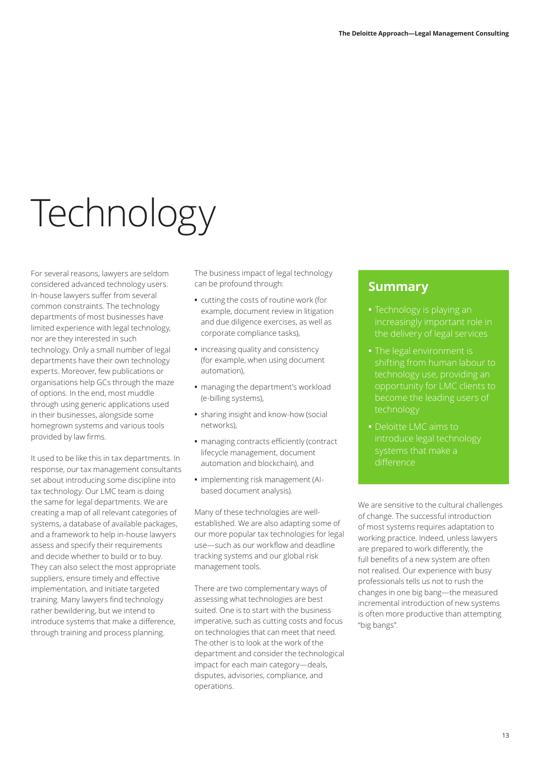# Technology

For several reasons, lawyers are seldom considered advanced technology users. In-house lawyers suffer from several common constraints. The technology departments of most businesses have limited experience with legal technology, nor are they interested in such technology. Only a small number of legal departments have their own technology experts. Moreover, few publications or organisations help GCs through the maze of options. In the end, most muddle through using generic applications used in their businesses, alongside some homegrown systems and various tools provided by law firms.

It used to be like this in tax departments. In response, our tax management consultants set about introducing some discipline into tax technology. Our LMC team is doing the same for legal departments. We are creating a map of all relevant categories of systems, a database of available packages, and a framework to help in-house lawyers assess and specify their requirements and decide whether to build or to buy. They can also select the most appropriate suppliers, ensure timely and effective implementation, and initiate targeted training. Many lawyers find technology rather bewildering, but we intend to introduce systems that make a difference, through training and process planning.

The business impact of legal technology can be profound through:

- cutting the costs of routine work (for example, document review in litigation and due diligence exercises, as well as corporate compliance tasks),
- increasing quality and consistency (for example, when using document automation),
- managing the department's workload (e-billing systems),
- sharing insight and know-how (social networks),
- managing contracts efficiently (contract lifecycle management, document automation and blockchain), and
- implementing risk management (AI-based document analysis).

Many of these technologies are well-established. We are also adapting some of our more popular tax technologies for legal use—such as our workflow and deadline tracking systems and our global risk management tools.

There are two complementary ways of assessing what technologies are best suited. One is to start with the business imperative, such as cutting costs and focus on technologies that can meet that need. The other is to look at the work of the department and consider the technological impact for each main category—deals, disputes, advisories, compliance, and operations.

## Summary

- Technology is playing an increasingly important role in the delivery of legal services
- The legal environment is shifting from human labour to technology use, providing an opportunity for LMC clients to become the leading users of technology
- Deloitte LMC aims to introduce legal technology systems that make a difference

We are sensitive to the cultural challenges of change. The successful introduction of most systems requires adaptation to working practice. Indeed, unless lawyers are prepared to work differently, the full benefits of a new system are often not realised. Our experience with busy professionals tells us not to rush the changes in one big bang—the measured incremental introduction of new systems is often more productive than attempting "big bangs".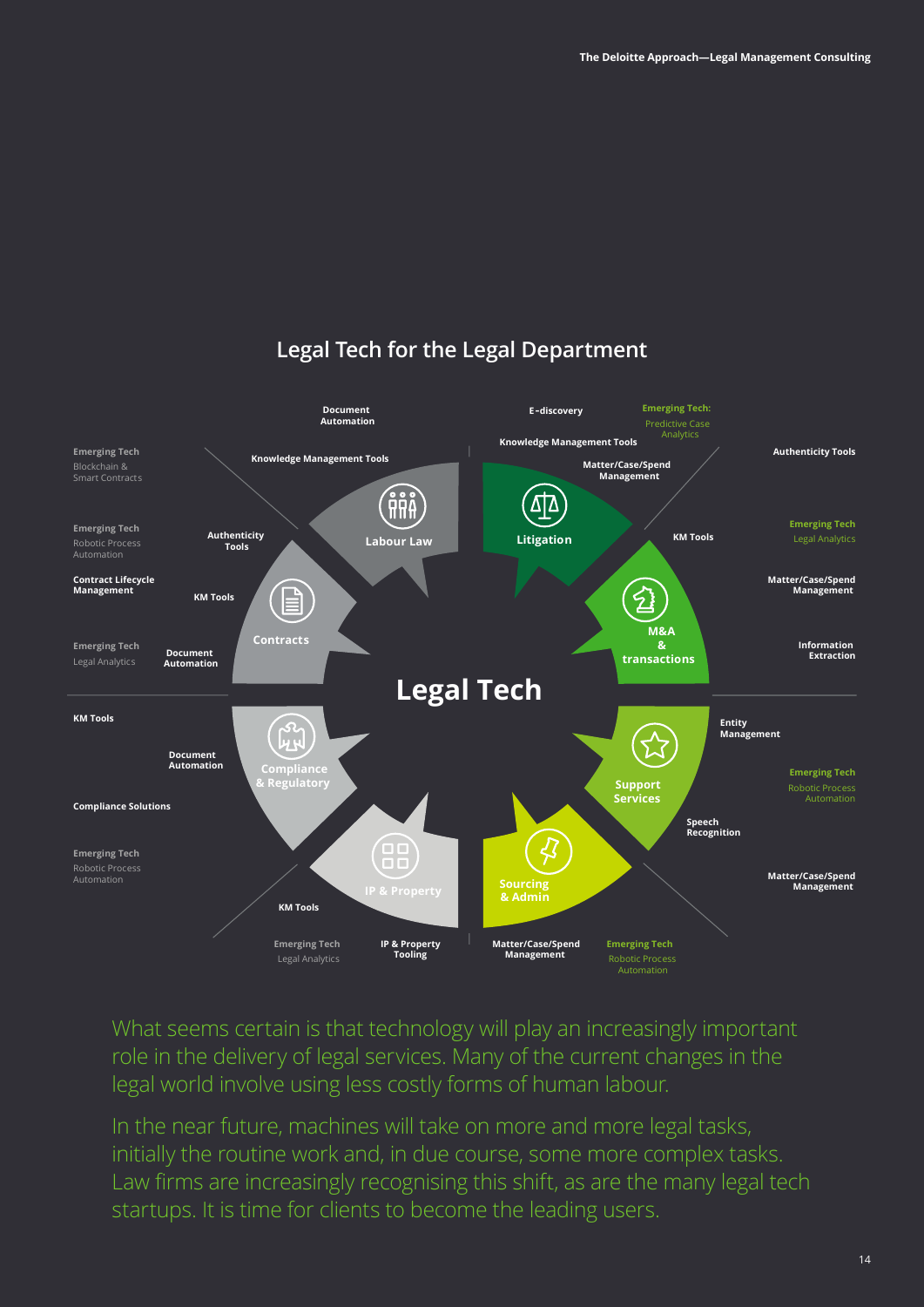## Legal Tech for the Legal Department

**Legal Tech**

**Labour Law**
- Document Automation
- Knowledge Management Tools

**Litigation**
- E-discovery
- Emerging Tech: Predictive Case Analytics
- Knowledge Management Tools
- Matter/Case/Spend Management

**M&A & transactions**
- Authenticity Tools
- KM Tools
- Emerging Tech: Legal Analytics
- Matter/Case/Spend Management
- Information Extraction

**Support Services**
- Entity Management
- Emerging Tech: Robotic Process Automation
- Speech Recognition
- Matter/Case/Spend Management

**Sourcing & Admin**
- Matter/Case/Spend Management
- Emerging Tech: Robotic Process Automation

**IP & Property**
- KM Tools
- Emerging Tech: Legal Analytics
- IP & Property Tooling

**Compliance & Regulatory**
- KM Tools
- Document Automation
- Compliance Solutions
- Emerging Tech: Robotic Process Automation

**Contracts**
- Emerging Tech: Blockchain & Smart Contracts
- Emerging Tech: Robotic Process Automation
- Authenticity Tools
- Contract Lifecycle Management
- KM Tools
- Emerging Tech: Legal Analytics
- Document Automation

What seems certain is that technology will play an increasingly important role in the delivery of legal services. Many of the current changes in the legal world involve using less costly forms of human labour.

In the near future, machines will take on more and more legal tasks, initially the routine work and, in due course, some more complex tasks. Law firms are increasingly recognising this shift, as are the many legal tech startups. It is time for clients to become the leading users.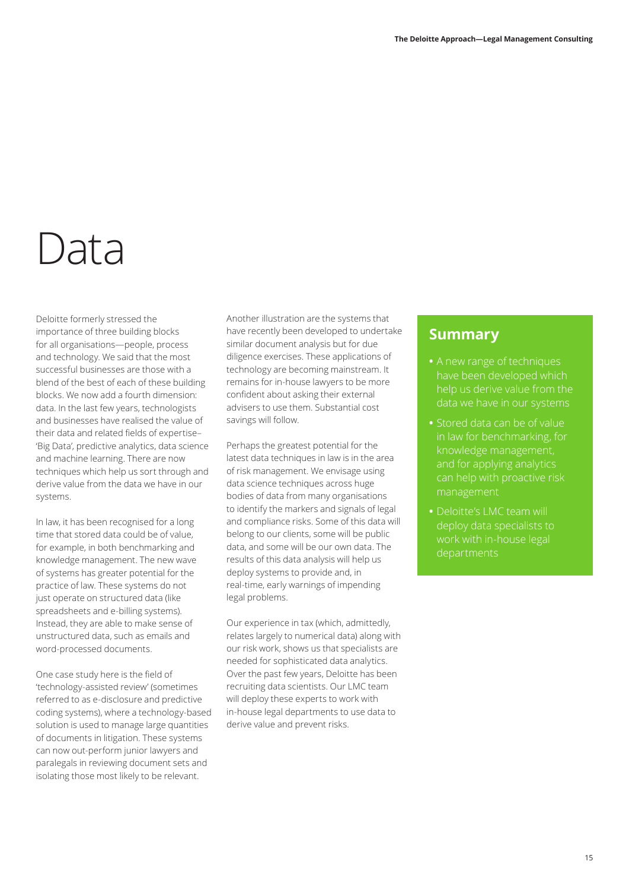# Data

Deloitte formerly stressed the importance of three building blocks for all organisations—people, process and technology. We said that the most successful businesses are those with a blend of the best of each of these building blocks. We now add a fourth dimension: data. In the last few years, technologists and businesses have realised the value of their data and related fields of expertise–'Big Data', predictive analytics, data science and machine learning. There are now techniques which help us sort through and derive value from the data we have in our systems.

In law, it has been recognised for a long time that stored data could be of value, for example, in both benchmarking and knowledge management. The new wave of systems has greater potential for the practice of law. These systems do not just operate on structured data (like spreadsheets and e-billing systems). Instead, they are able to make sense of unstructured data, such as emails and word-processed documents.

One case study here is the field of 'technology-assisted review' (sometimes referred to as e-disclosure and predictive coding systems), where a technology-based solution is used to manage large quantities of documents in litigation. These systems can now out-perform junior lawyers and paralegals in reviewing document sets and isolating those most likely to be relevant.

Another illustration are the systems that have recently been developed to undertake similar document analysis but for due diligence exercises. These applications of technology are becoming mainstream. It remains for in-house lawyers to be more confident about asking their external advisers to use them. Substantial cost savings will follow.

Perhaps the greatest potential for the latest data techniques in law is in the area of risk management. We envisage using data science techniques across huge bodies of data from many organisations to identify the markers and signals of legal and compliance risks. Some of this data will belong to our clients, some will be public data, and some will be our own data. The results of this data analysis will help us deploy systems to provide and, in real-time, early warnings of impending legal problems.

Our experience in tax (which, admittedly, relates largely to numerical data) along with our risk work, shows us that specialists are needed for sophisticated data analytics. Over the past few years, Deloitte has been recruiting data scientists. Our LMC team will deploy these experts to work with in-house legal departments to use data to derive value and prevent risks.

## Summary

- A new range of techniques have been developed which help us derive value from the data we have in our systems
- Stored data can be of value in law for benchmarking, for knowledge management, and for applying analytics can help with proactive risk management
- Deloitte's LMC team will deploy data specialists to work with in-house legal departments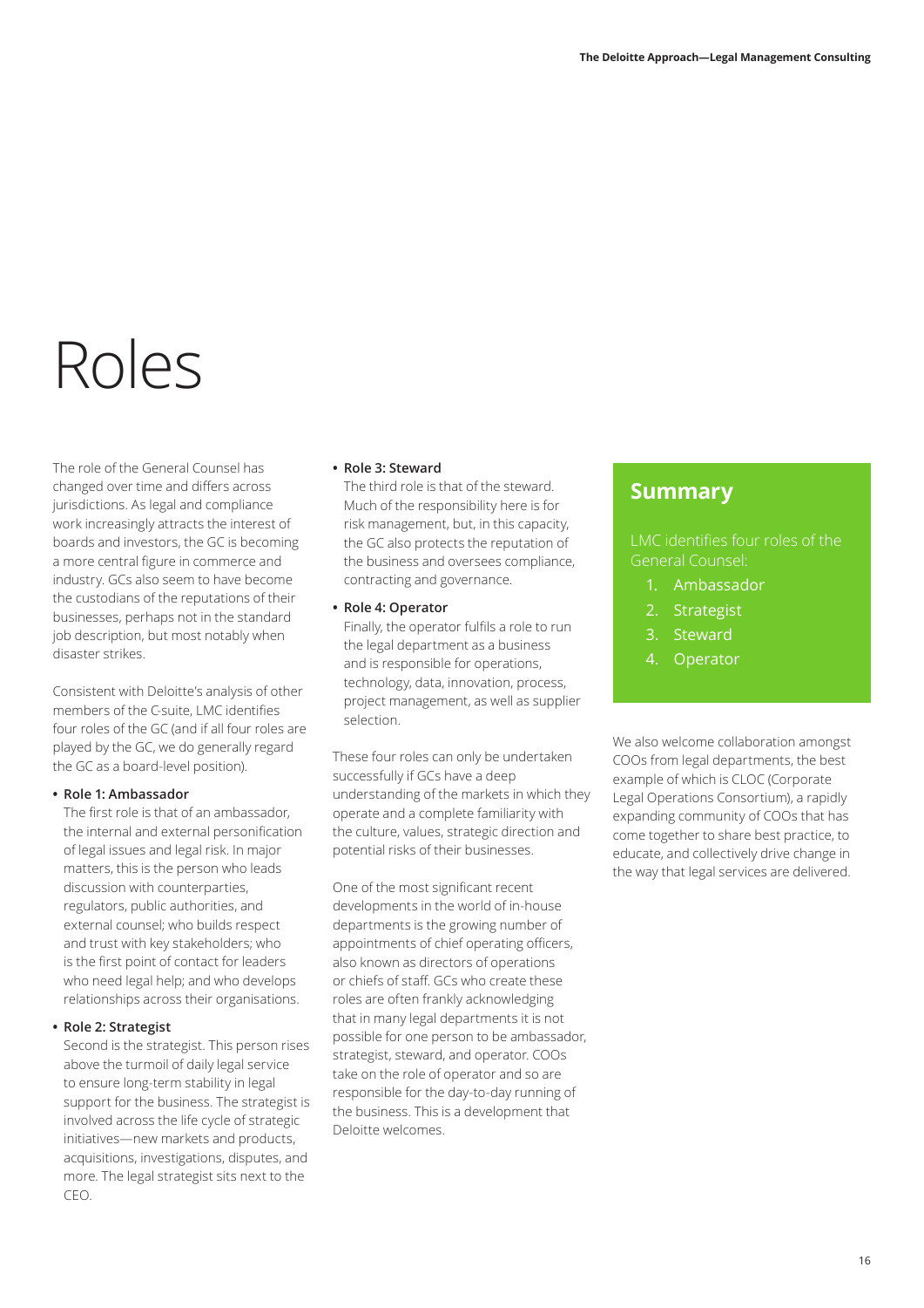# Roles

The role of the General Counsel has changed over time and differs across jurisdictions. As legal and compliance work increasingly attracts the interest of boards and investors, the GC is becoming a more central figure in commerce and industry. GCs also seem to have become the custodians of the reputations of their businesses, perhaps not in the standard job description, but most notably when disaster strikes.

Consistent with Deloitte's analysis of other members of the C-suite, LMC identifies four roles of the GC (and if all four roles are played by the GC, we do generally regard the GC as a board-level position).

- **Role 1: Ambassador**
  The first role is that of an ambassador, the internal and external personification of legal issues and legal risk. In major matters, this is the person who leads discussion with counterparties, regulators, public authorities, and external counsel; who builds respect and trust with key stakeholders; who is the first point of contact for leaders who need legal help; and who develops relationships across their organisations.

- **Role 2: Strategist**
  Second is the strategist. This person rises above the turmoil of daily legal service to ensure long-term stability in legal support for the business. The strategist is involved across the life cycle of strategic initiatives—new markets and products, acquisitions, investigations, disputes, and more. The legal strategist sits next to the CEO.

- **Role 3: Steward**
  The third role is that of the steward. Much of the responsibility here is for risk management, but, in this capacity, the GC also protects the reputation of the business and oversees compliance, contracting and governance.

- **Role 4: Operator**
  Finally, the operator fulfils a role to run the legal department as a business and is responsible for operations, technology, data, innovation, process, project management, as well as supplier selection.

These four roles can only be undertaken successfully if GCs have a deep understanding of the markets in which they operate and a complete familiarity with the culture, values, strategic direction and potential risks of their businesses.

One of the most significant recent developments in the world of in-house departments is the growing number of appointments of chief operating officers, also known as directors of operations or chiefs of staff. GCs who create these roles are often frankly acknowledging that in many legal departments it is not possible for one person to be ambassador, strategist, steward, and operator. COOs take on the role of operator and so are responsible for the day-to-day running of the business. This is a development that Deloitte welcomes.

## Summary

LMC identifies four roles of the General Counsel:

1. Ambassador
2. Strategist
3. Steward
4. Operator

We also welcome collaboration amongst COOs from legal departments, the best example of which is CLOC (Corporate Legal Operations Consortium), a rapidly expanding community of COOs that has come together to share best practice, to educate, and collectively drive change in the way that legal services are delivered.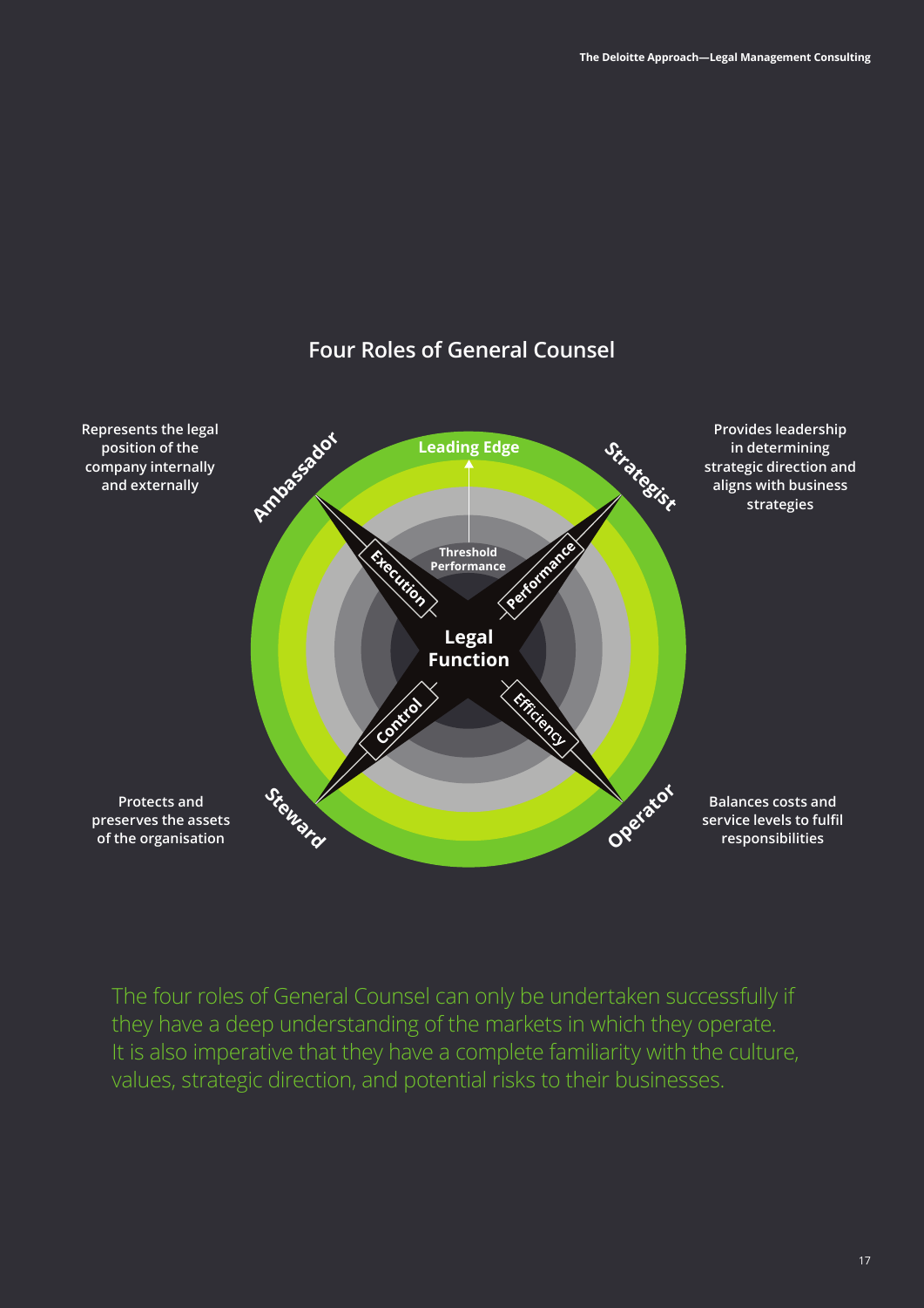## Four Roles of General Counsel

**Ambassador** — Represents the legal position of the company internally and externally

**Strategist** — Provides leadership in determining strategic direction and aligns with business strategies

**Steward** — Protects and preserves the assets of the organisation

**Operator** — Balances costs and service levels to fulfil responsibilities

Leading Edge

Threshold Performance

Legal Function

Execution

Performance

Control

Efficiency

The four roles of General Counsel can only be undertaken successfully if they have a deep understanding of the markets in which they operate. It is also imperative that they have a complete familiarity with the culture, values, strategic direction, and potential risks to their businesses.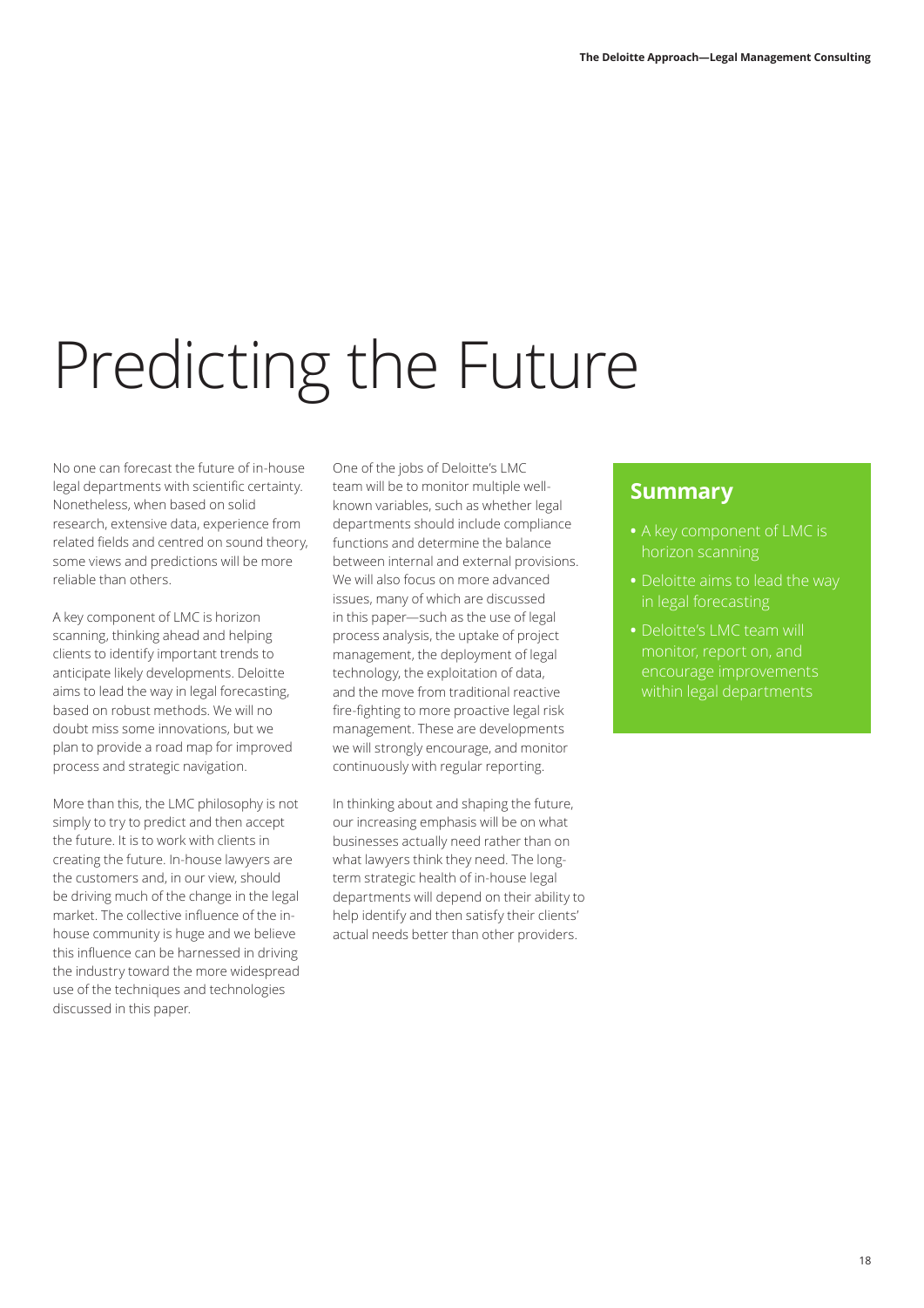# Predicting the Future

No one can forecast the future of in-house legal departments with scientific certainty. Nonetheless, when based on solid research, extensive data, experience from related fields and centred on sound theory, some views and predictions will be more reliable than others.

A key component of LMC is horizon scanning, thinking ahead and helping clients to identify important trends to anticipate likely developments. Deloitte aims to lead the way in legal forecasting, based on robust methods. We will no doubt miss some innovations, but we plan to provide a road map for improved process and strategic navigation.

More than this, the LMC philosophy is not simply to try to predict and then accept the future. It is to work with clients in creating the future. In-house lawyers are the customers and, in our view, should be driving much of the change in the legal market. The collective influence of the in-house community is huge and we believe this influence can be harnessed in driving the industry toward the more widespread use of the techniques and technologies discussed in this paper.

One of the jobs of Deloitte's LMC team will be to monitor multiple well-known variables, such as whether legal departments should include compliance functions and determine the balance between internal and external provisions. We will also focus on more advanced issues, many of which are discussed in this paper—such as the use of legal process analysis, the uptake of project management, the deployment of legal technology, the exploitation of data, and the move from traditional reactive fire-fighting to more proactive legal risk management. These are developments we will strongly encourage, and monitor continuously with regular reporting.

In thinking about and shaping the future, our increasing emphasis will be on what businesses actually need rather than on what lawyers think they need. The long-term strategic health of in-house legal departments will depend on their ability to help identify and then satisfy their clients' actual needs better than other providers.

## Summary

- A key component of LMC is horizon scanning
- Deloitte aims to lead the way in legal forecasting
- Deloitte's LMC team will monitor, report on, and encourage improvements within legal departments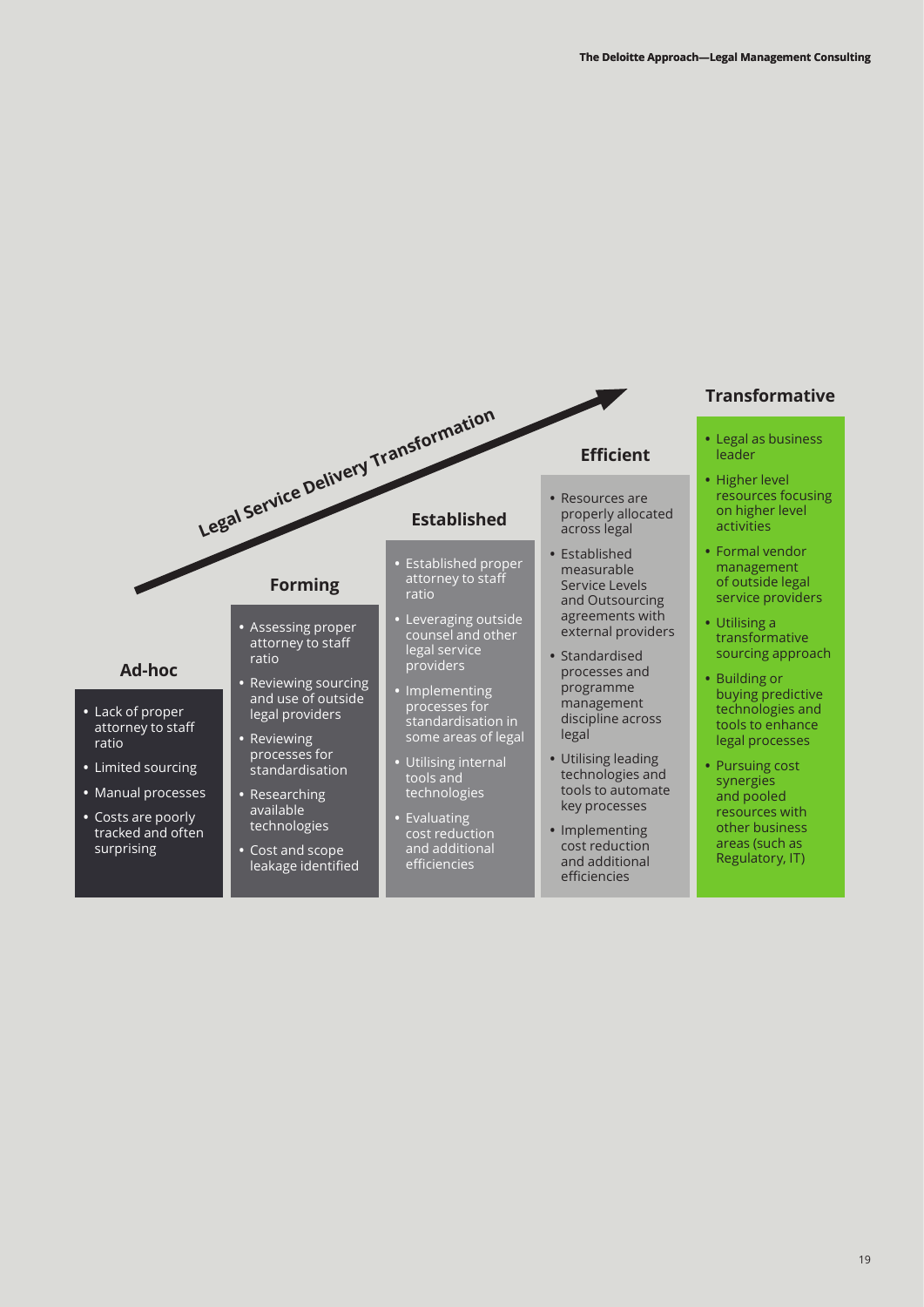**Legal Service Delivery Transformation**

### Ad-hoc

- Lack of proper attorney to staff ratio
- Limited sourcing
- Manual processes
- Costs are poorly tracked and often surprising

### Forming

- Assessing proper attorney to staff ratio
- Reviewing sourcing and use of outside legal providers
- Reviewing processes for standardisation
- Researching available technologies
- Cost and scope leakage identified

### Established

- Established proper attorney to staff ratio
- Leveraging outside counsel and other legal service providers
- Implementing processes for standardisation in some areas of legal
- Utilising internal tools and technologies
- Evaluating cost reduction and additional efficiencies

### Efficient

- Resources are properly allocated across legal
- Established measurable Service Levels and Outsourcing agreements with external providers
- Standardised processes and programme management discipline across legal
- Utilising leading technologies and tools to automate key processes
- Implementing cost reduction and additional efficiencies

### Transformative

- Legal as business leader
- Higher level resources focusing on higher level activities
- Formal vendor management of outside legal service providers
- Utilising a transformative sourcing approach
- Building or buying predictive technologies and tools to enhance legal processes
- Pursuing cost synergies and pooled resources with other business areas (such as Regulatory, IT)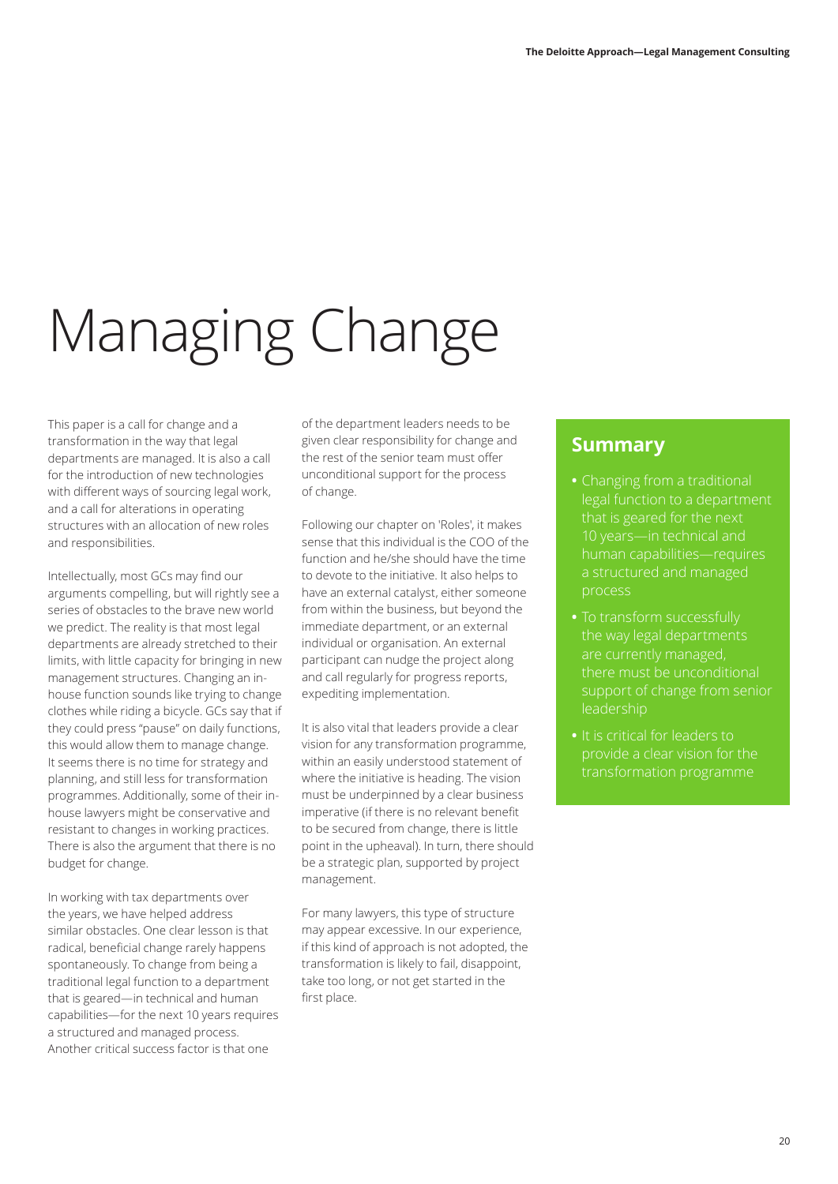# Managing Change

This paper is a call for change and a transformation in the way that legal departments are managed. It is also a call for the introduction of new technologies with different ways of sourcing legal work, and a call for alterations in operating structures with an allocation of new roles and responsibilities.

Intellectually, most GCs may find our arguments compelling, but will rightly see a series of obstacles to the brave new world we predict. The reality is that most legal departments are already stretched to their limits, with little capacity for bringing in new management structures. Changing an in-house function sounds like trying to change clothes while riding a bicycle. GCs say that if they could press "pause" on daily functions, this would allow them to manage change. It seems there is no time for strategy and planning, and still less for transformation programmes. Additionally, some of their in-house lawyers might be conservative and resistant to changes in working practices. There is also the argument that there is no budget for change.

In working with tax departments over the years, we have helped address similar obstacles. One clear lesson is that radical, beneficial change rarely happens spontaneously. To change from being a traditional legal function to a department that is geared—in technical and human capabilities—for the next 10 years requires a structured and managed process. Another critical success factor is that one of the department leaders needs to be given clear responsibility for change and the rest of the senior team must offer unconditional support for the process of change.

Following our chapter on 'Roles', it makes sense that this individual is the COO of the function and he/she should have the time to devote to the initiative. It also helps to have an external catalyst, either someone from within the business, but beyond the immediate department, or an external individual or organisation. An external participant can nudge the project along and call regularly for progress reports, expediting implementation.

It is also vital that leaders provide a clear vision for any transformation programme, within an easily understood statement of where the initiative is heading. The vision must be underpinned by a clear business imperative (if there is no relevant benefit to be secured from change, there is little point in the upheaval). In turn, there should be a strategic plan, supported by project management.

For many lawyers, this type of structure may appear excessive. In our experience, if this kind of approach is not adopted, the transformation is likely to fail, disappoint, take too long, or not get started in the first place.

## Summary

- Changing from a traditional legal function to a department that is geared for the next 10 years—in technical and human capabilities—requires a structured and managed process
- To transform successfully the way legal departments are currently managed, there must be unconditional support of change from senior leadership
- It is critical for leaders to provide a clear vision for the transformation programme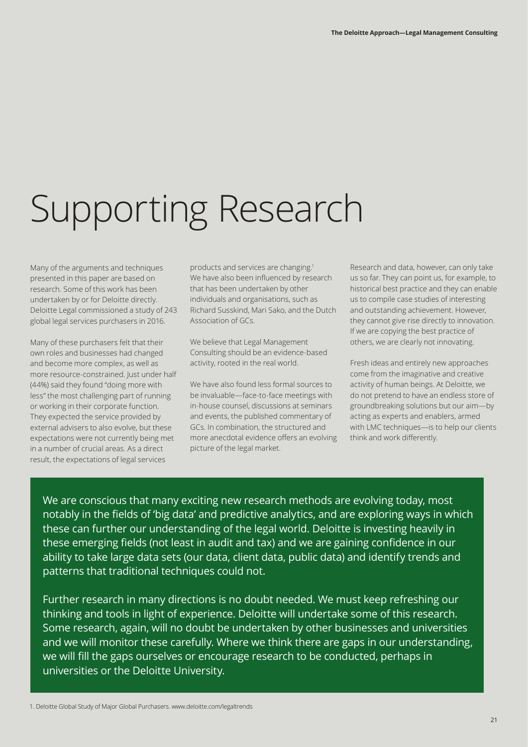# Supporting Research

Many of the arguments and techniques presented in this paper are based on research. Some of this work has been undertaken by or for Deloitte directly. Deloitte Legal commissioned a study of 243 global legal services purchasers in 2016.

Many of these purchasers felt that their own roles and businesses had changed and become more complex, as well as more resource-constrained. Just under half (44%) said they found "doing more with less" the most challenging part of running or working in their corporate function. They expected the service provided by external advisers to also evolve, but these expectations were not currently being met in a number of crucial areas. As a direct result, the expectations of legal services products and services are changing.[1] We have also been influenced by research that has been undertaken by other individuals and organisations, such as Richard Susskind, Mari Sako, and the Dutch Association of GCs.

We believe that Legal Management Consulting should be an evidence-based activity, rooted in the real world.

We have also found less formal sources to be invaluable—face-to-face meetings with in-house counsel, discussions at seminars and events, the published commentary of GCs. In combination, the structured and more anecdotal evidence offers an evolving picture of the legal market.

Research and data, however, can only take us so far. They can point us, for example, to historical best practice and they can enable us to compile case studies of interesting and outstanding achievement. However, they cannot give rise directly to innovation. If we are copying the best practice of others, we are clearly not innovating.

Fresh ideas and entirely new approaches come from the imaginative and creative activity of human beings. At Deloitte, we do not pretend to have an endless store of groundbreaking solutions but our aim—by acting as experts and enablers, armed with LMC techniques—is to help our clients think and work differently.

We are conscious that many exciting new research methods are evolving today, most notably in the fields of 'big data' and predictive analytics, and are exploring ways in which these can further our understanding of the legal world. Deloitte is investing heavily in these emerging fields (not least in audit and tax) and we are gaining confidence in our ability to take large data sets (our data, client data, public data) and identify trends and patterns that traditional techniques could not.

Further research in many directions is no doubt needed. We must keep refreshing our thinking and tools in light of experience. Deloitte will undertake some of this research. Some research, again, will no doubt be undertaken by other businesses and universities and we will monitor these carefully. Where we think there are gaps in our understanding, we will fill the gaps ourselves or encourage research to be conducted, perhaps in universities or the Deloitte University.

1. Deloitte Global Study of Major Global Purchasers. www.deloitte.com/legaltrends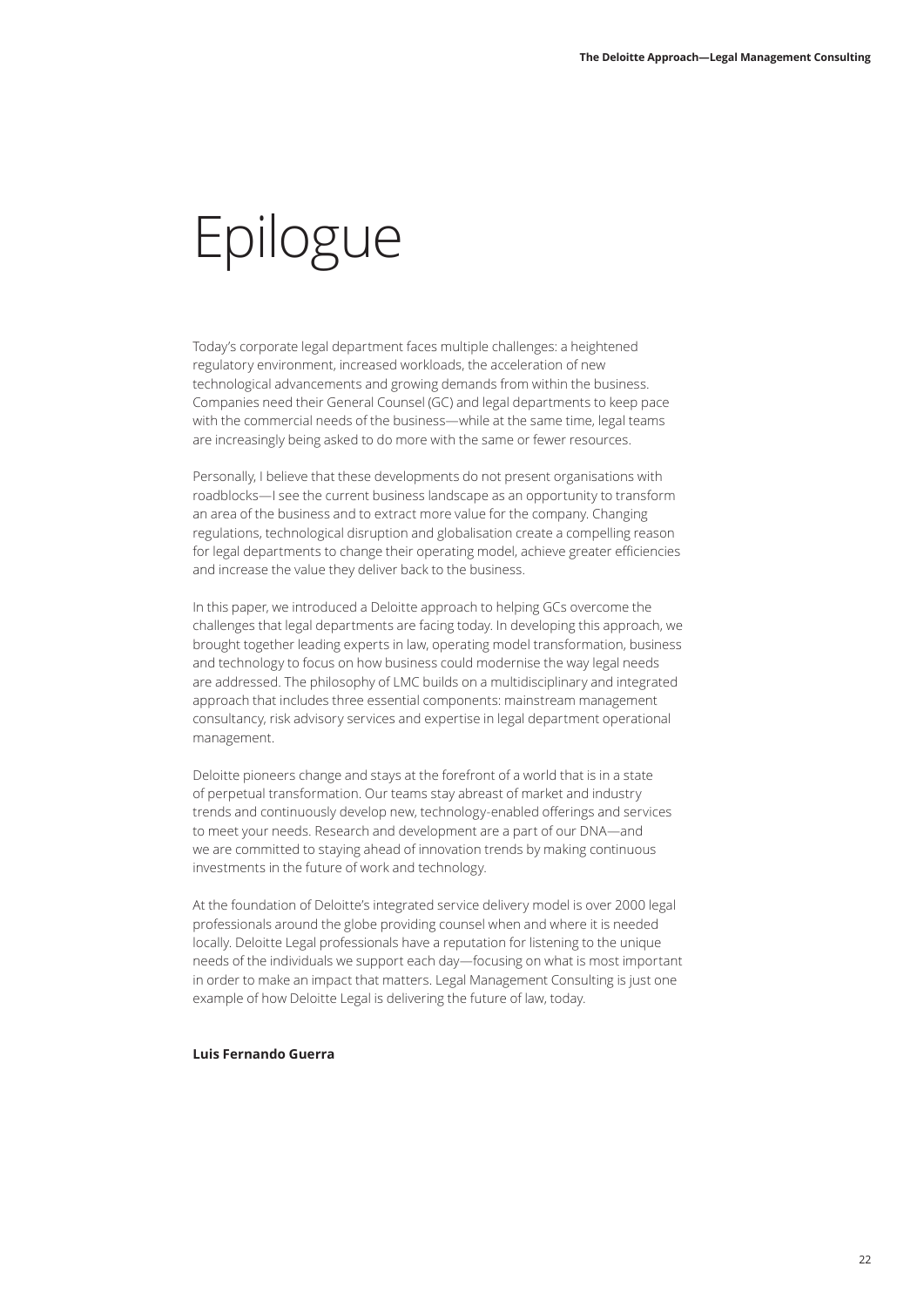# Epilogue

Today's corporate legal department faces multiple challenges: a heightened regulatory environment, increased workloads, the acceleration of new technological advancements and growing demands from within the business. Companies need their General Counsel (GC) and legal departments to keep pace with the commercial needs of the business—while at the same time, legal teams are increasingly being asked to do more with the same or fewer resources.

Personally, I believe that these developments do not present organisations with roadblocks—I see the current business landscape as an opportunity to transform an area of the business and to extract more value for the company. Changing regulations, technological disruption and globalisation create a compelling reason for legal departments to change their operating model, achieve greater efficiencies and increase the value they deliver back to the business.

In this paper, we introduced a Deloitte approach to helping GCs overcome the challenges that legal departments are facing today. In developing this approach, we brought together leading experts in law, operating model transformation, business and technology to focus on how business could modernise the way legal needs are addressed. The philosophy of LMC builds on a multidisciplinary and integrated approach that includes three essential components: mainstream management consultancy, risk advisory services and expertise in legal department operational management.

Deloitte pioneers change and stays at the forefront of a world that is in a state of perpetual transformation. Our teams stay abreast of market and industry trends and continuously develop new, technology-enabled offerings and services to meet your needs. Research and development are a part of our DNA—and we are committed to staying ahead of innovation trends by making continuous investments in the future of work and technology.

At the foundation of Deloitte's integrated service delivery model is over 2000 legal professionals around the globe providing counsel when and where it is needed locally. Deloitte Legal professionals have a reputation for listening to the unique needs of the individuals we support each day—focusing on what is most important in order to make an impact that matters. Legal Management Consulting is just one example of how Deloitte Legal is delivering the future of law, today.

**Luis Fernando Guerra**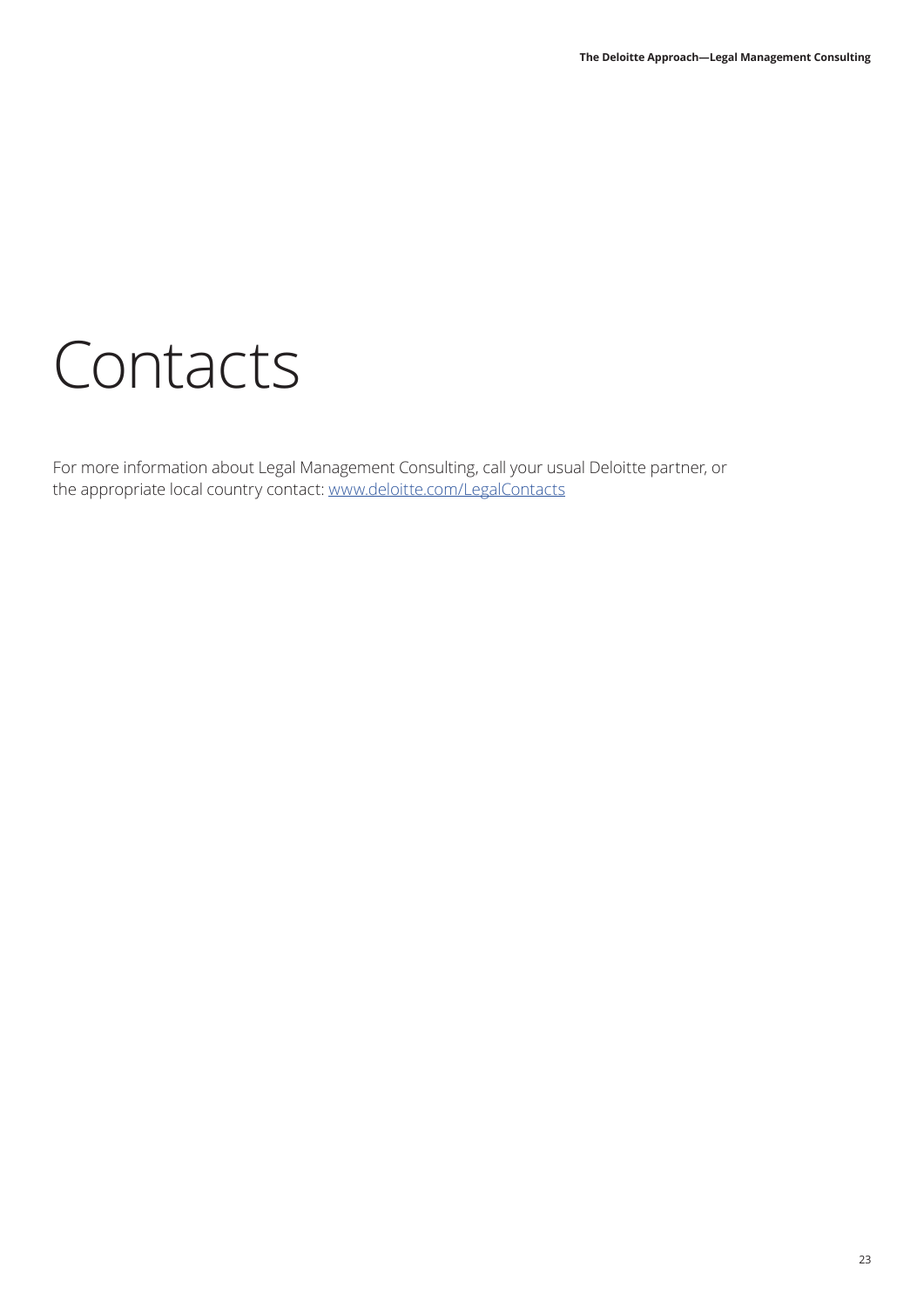# Contacts

For more information about Legal Management Consulting, call your usual Deloitte partner, or the appropriate local country contact: [www.deloitte.com/LegalContacts](http://www.deloitte.com/LegalContacts)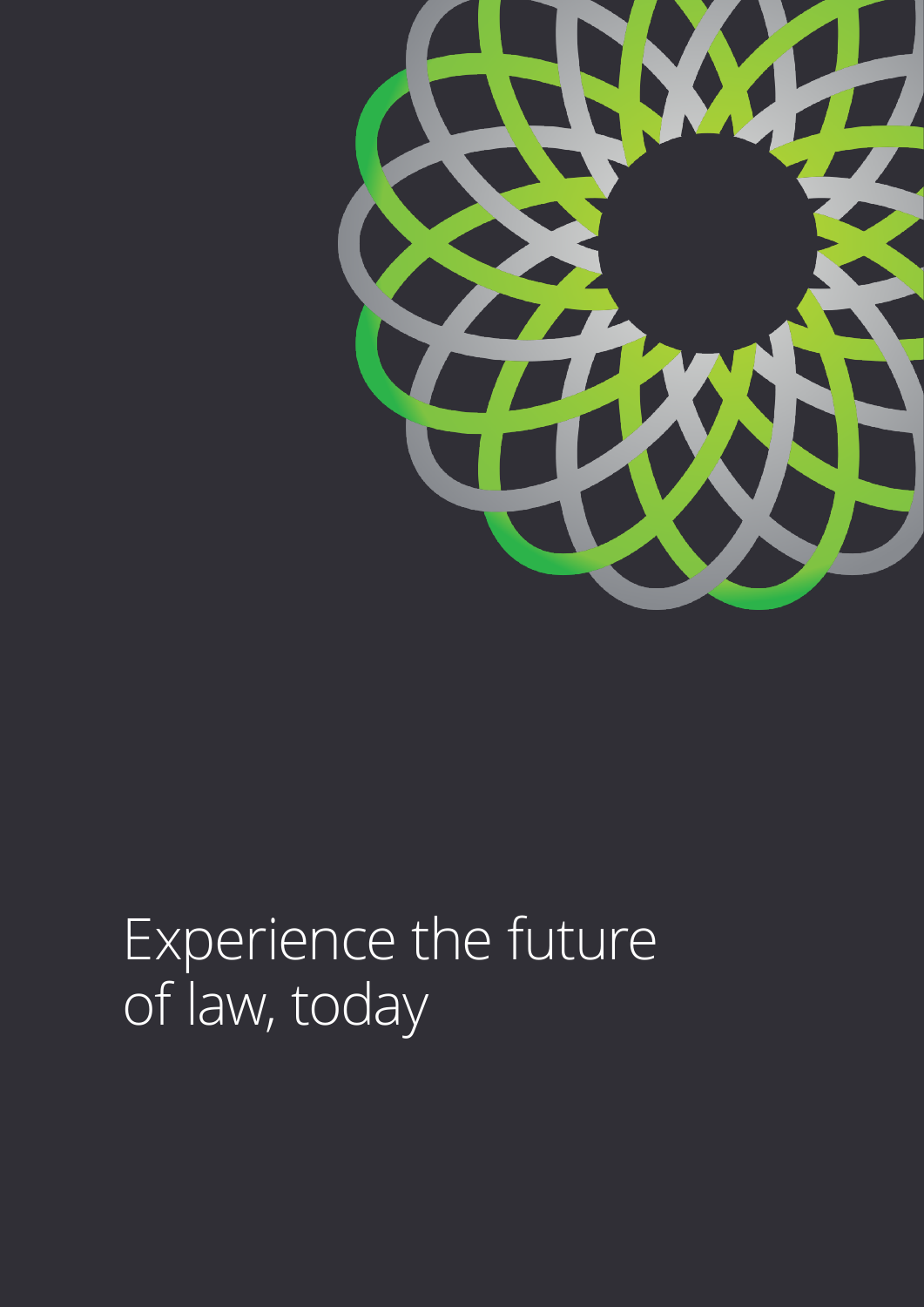Experience the future of law, today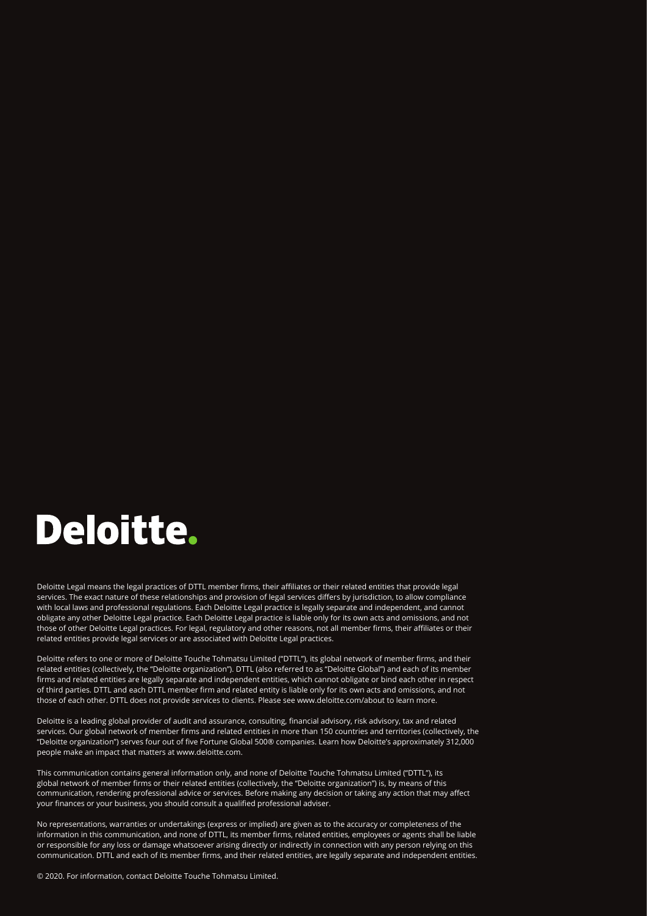# Deloitte.

Deloitte Legal means the legal practices of DTTL member firms, their affiliates or their related entities that provide legal services. The exact nature of these relationships and provision of legal services differs by jurisdiction, to allow compliance with local laws and professional regulations. Each Deloitte Legal practice is legally separate and independent, and cannot obligate any other Deloitte Legal practice. Each Deloitte Legal practice is liable only for its own acts and omissions, and not those of other Deloitte Legal practices. For legal, regulatory and other reasons, not all member firms, their affiliates or their related entities provide legal services or are associated with Deloitte Legal practices.

Deloitte refers to one or more of Deloitte Touche Tohmatsu Limited ("DTTL"), its global network of member firms, and their related entities (collectively, the "Deloitte organization"). DTTL (also referred to as "Deloitte Global") and each of its member firms and related entities are legally separate and independent entities, which cannot obligate or bind each other in respect of third parties. DTTL and each DTTL member firm and related entity is liable only for its own acts and omissions, and not those of each other. DTTL does not provide services to clients. Please see www.deloitte.com/about to learn more.

Deloitte is a leading global provider of audit and assurance, consulting, financial advisory, risk advisory, tax and related services. Our global network of member firms and related entities in more than 150 countries and territories (collectively, the "Deloitte organization") serves four out of five Fortune Global 500® companies. Learn how Deloitte's approximately 312,000 people make an impact that matters at www.deloitte.com.

This communication contains general information only, and none of Deloitte Touche Tohmatsu Limited ("DTTL"), its global network of member firms or their related entities (collectively, the "Deloitte organization") is, by means of this communication, rendering professional advice or services. Before making any decision or taking any action that may affect your finances or your business, you should consult a qualified professional adviser.

No representations, warranties or undertakings (express or implied) are given as to the accuracy or completeness of the information in this communication, and none of DTTL, its member firms, related entities, employees or agents shall be liable or responsible for any loss or damage whatsoever arising directly or indirectly in connection with any person relying on this communication. DTTL and each of its member firms, and their related entities, are legally separate and independent entities.

© 2020. For information, contact Deloitte Touche Tohmatsu Limited.